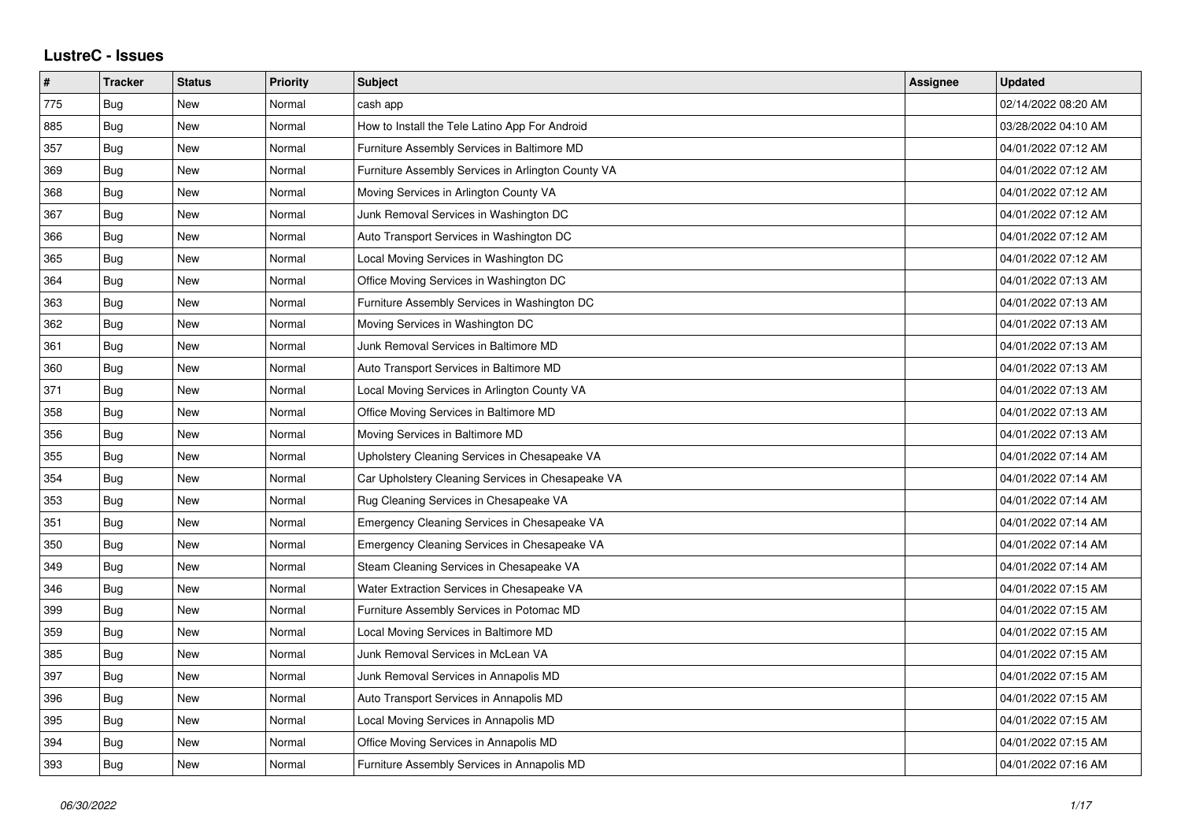# LustreC - Issues

| # | Tracker | Status | Priority | Subject | Assignee | Updated |
|---|---|---|---|---|---|---|
| 775 | Bug | New | Normal | cash app | | 02/14/2022 08:20 AM |
| 885 | Bug | New | Normal | How to Install the Tele Latino App For Android | | 03/28/2022 04:10 AM |
| 357 | Bug | New | Normal | Furniture Assembly Services in Baltimore MD | | 04/01/2022 07:12 AM |
| 369 | Bug | New | Normal | Furniture Assembly Services in Arlington County VA | | 04/01/2022 07:12 AM |
| 368 | Bug | New | Normal | Moving Services in Arlington County VA | | 04/01/2022 07:12 AM |
| 367 | Bug | New | Normal | Junk Removal Services in Washington DC | | 04/01/2022 07:12 AM |
| 366 | Bug | New | Normal | Auto Transport Services in Washington DC | | 04/01/2022 07:12 AM |
| 365 | Bug | New | Normal | Local Moving Services in Washington DC | | 04/01/2022 07:12 AM |
| 364 | Bug | New | Normal | Office Moving Services in Washington DC | | 04/01/2022 07:13 AM |
| 363 | Bug | New | Normal | Furniture Assembly Services in Washington DC | | 04/01/2022 07:13 AM |
| 362 | Bug | New | Normal | Moving Services in Washington DC | | 04/01/2022 07:13 AM |
| 361 | Bug | New | Normal | Junk Removal Services in Baltimore MD | | 04/01/2022 07:13 AM |
| 360 | Bug | New | Normal | Auto Transport Services in Baltimore MD | | 04/01/2022 07:13 AM |
| 371 | Bug | New | Normal | Local Moving Services in Arlington County VA | | 04/01/2022 07:13 AM |
| 358 | Bug | New | Normal | Office Moving Services in Baltimore MD | | 04/01/2022 07:13 AM |
| 356 | Bug | New | Normal | Moving Services in Baltimore MD | | 04/01/2022 07:13 AM |
| 355 | Bug | New | Normal | Upholstery Cleaning Services in Chesapeake VA | | 04/01/2022 07:14 AM |
| 354 | Bug | New | Normal | Car Upholstery Cleaning Services in Chesapeake VA | | 04/01/2022 07:14 AM |
| 353 | Bug | New | Normal | Rug Cleaning Services in Chesapeake VA | | 04/01/2022 07:14 AM |
| 351 | Bug | New | Normal | Emergency Cleaning Services in Chesapeake VA | | 04/01/2022 07:14 AM |
| 350 | Bug | New | Normal | Emergency Cleaning Services in Chesapeake VA | | 04/01/2022 07:14 AM |
| 349 | Bug | New | Normal | Steam Cleaning Services in Chesapeake VA | | 04/01/2022 07:14 AM |
| 346 | Bug | New | Normal | Water Extraction Services in Chesapeake VA | | 04/01/2022 07:15 AM |
| 399 | Bug | New | Normal | Furniture Assembly Services in Potomac MD | | 04/01/2022 07:15 AM |
| 359 | Bug | New | Normal | Local Moving Services in Baltimore MD | | 04/01/2022 07:15 AM |
| 385 | Bug | New | Normal | Junk Removal Services in McLean VA | | 04/01/2022 07:15 AM |
| 397 | Bug | New | Normal | Junk Removal Services in Annapolis MD | | 04/01/2022 07:15 AM |
| 396 | Bug | New | Normal | Auto Transport Services in Annapolis MD | | 04/01/2022 07:15 AM |
| 395 | Bug | New | Normal | Local Moving Services in Annapolis MD | | 04/01/2022 07:15 AM |
| 394 | Bug | New | Normal | Office Moving Services in Annapolis MD | | 04/01/2022 07:15 AM |
| 393 | Bug | New | Normal | Furniture Assembly Services in Annapolis MD | | 04/01/2022 07:16 AM |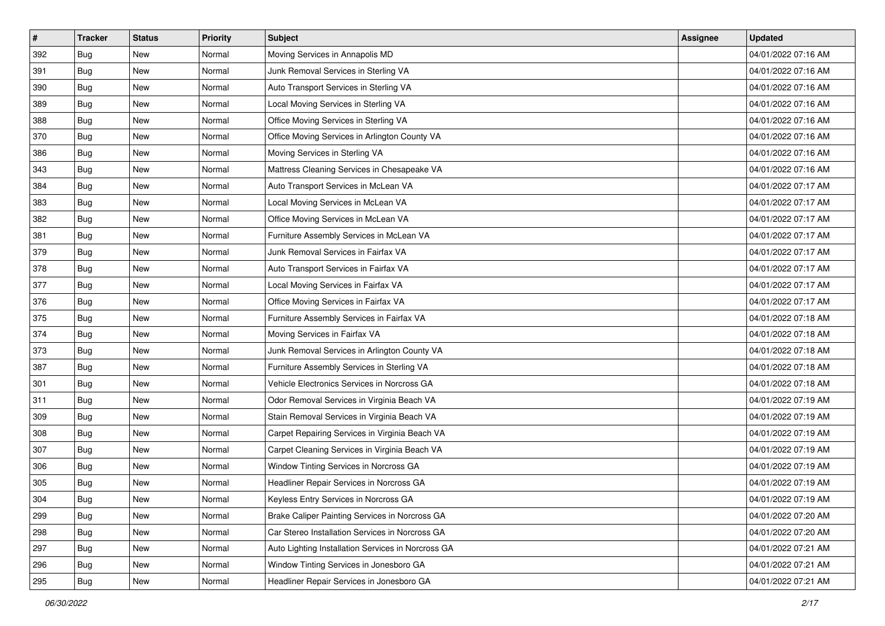| # | Tracker | Status | Priority | Subject | Assignee | Updated |
|---|---|---|---|---|---|---|
| 392 | Bug | New | Normal | Moving Services in Annapolis MD | | 04/01/2022 07:16 AM |
| 391 | Bug | New | Normal | Junk Removal Services in Sterling VA | | 04/01/2022 07:16 AM |
| 390 | Bug | New | Normal | Auto Transport Services in Sterling VA | | 04/01/2022 07:16 AM |
| 389 | Bug | New | Normal | Local Moving Services in Sterling VA | | 04/01/2022 07:16 AM |
| 388 | Bug | New | Normal | Office Moving Services in Sterling VA | | 04/01/2022 07:16 AM |
| 370 | Bug | New | Normal | Office Moving Services in Arlington County VA | | 04/01/2022 07:16 AM |
| 386 | Bug | New | Normal | Moving Services in Sterling VA | | 04/01/2022 07:16 AM |
| 343 | Bug | New | Normal | Mattress Cleaning Services in Chesapeake VA | | 04/01/2022 07:16 AM |
| 384 | Bug | New | Normal | Auto Transport Services in McLean VA | | 04/01/2022 07:17 AM |
| 383 | Bug | New | Normal | Local Moving Services in McLean VA | | 04/01/2022 07:17 AM |
| 382 | Bug | New | Normal | Office Moving Services in McLean VA | | 04/01/2022 07:17 AM |
| 381 | Bug | New | Normal | Furniture Assembly Services in McLean VA | | 04/01/2022 07:17 AM |
| 379 | Bug | New | Normal | Junk Removal Services in Fairfax VA | | 04/01/2022 07:17 AM |
| 378 | Bug | New | Normal | Auto Transport Services in Fairfax VA | | 04/01/2022 07:17 AM |
| 377 | Bug | New | Normal | Local Moving Services in Fairfax VA | | 04/01/2022 07:17 AM |
| 376 | Bug | New | Normal | Office Moving Services in Fairfax VA | | 04/01/2022 07:17 AM |
| 375 | Bug | New | Normal | Furniture Assembly Services in Fairfax VA | | 04/01/2022 07:18 AM |
| 374 | Bug | New | Normal | Moving Services in Fairfax VA | | 04/01/2022 07:18 AM |
| 373 | Bug | New | Normal | Junk Removal Services in Arlington County VA | | 04/01/2022 07:18 AM |
| 387 | Bug | New | Normal | Furniture Assembly Services in Sterling VA | | 04/01/2022 07:18 AM |
| 301 | Bug | New | Normal | Vehicle Electronics Services in Norcross GA | | 04/01/2022 07:18 AM |
| 311 | Bug | New | Normal | Odor Removal Services in Virginia Beach VA | | 04/01/2022 07:19 AM |
| 309 | Bug | New | Normal | Stain Removal Services in Virginia Beach VA | | 04/01/2022 07:19 AM |
| 308 | Bug | New | Normal | Carpet Repairing Services in Virginia Beach VA | | 04/01/2022 07:19 AM |
| 307 | Bug | New | Normal | Carpet Cleaning Services in Virginia Beach VA | | 04/01/2022 07:19 AM |
| 306 | Bug | New | Normal | Window Tinting Services in Norcross GA | | 04/01/2022 07:19 AM |
| 305 | Bug | New | Normal | Headliner Repair Services in Norcross GA | | 04/01/2022 07:19 AM |
| 304 | Bug | New | Normal | Keyless Entry Services in Norcross GA | | 04/01/2022 07:19 AM |
| 299 | Bug | New | Normal | Brake Caliper Painting Services in Norcross GA | | 04/01/2022 07:20 AM |
| 298 | Bug | New | Normal | Car Stereo Installation Services in Norcross GA | | 04/01/2022 07:20 AM |
| 297 | Bug | New | Normal | Auto Lighting Installation Services in Norcross GA | | 04/01/2022 07:21 AM |
| 296 | Bug | New | Normal | Window Tinting Services in Jonesboro GA | | 04/01/2022 07:21 AM |
| 295 | Bug | New | Normal | Headliner Repair Services in Jonesboro GA | | 04/01/2022 07:21 AM |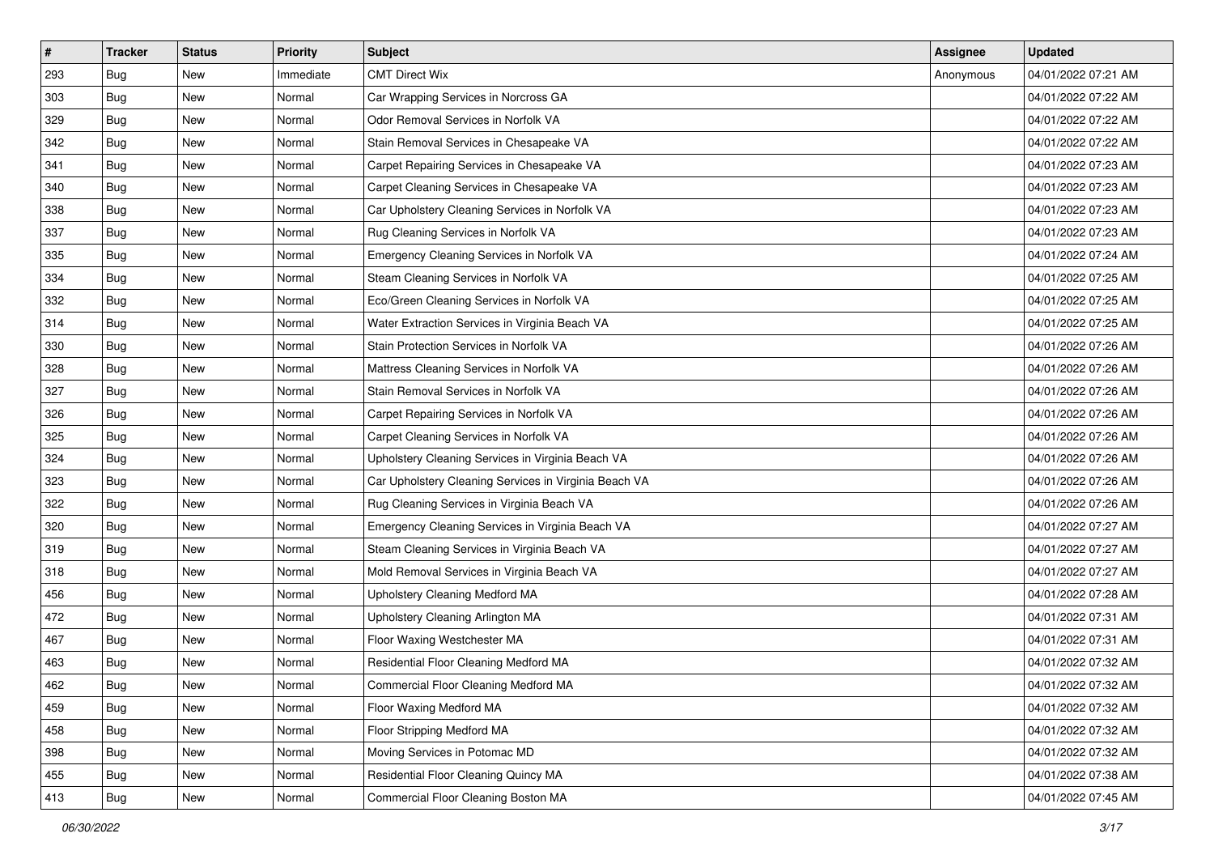| # | Tracker | Status | Priority | Subject | Assignee | Updated |
| --- | --- | --- | --- | --- | --- | --- |
| 293 | Bug | New | Immediate | CMT Direct Wix | Anonymous | 04/01/2022 07:21 AM |
| 303 | Bug | New | Normal | Car Wrapping Services in Norcross GA | | 04/01/2022 07:22 AM |
| 329 | Bug | New | Normal | Odor Removal Services in Norfolk VA | | 04/01/2022 07:22 AM |
| 342 | Bug | New | Normal | Stain Removal Services in Chesapeake VA | | 04/01/2022 07:22 AM |
| 341 | Bug | New | Normal | Carpet Repairing Services in Chesapeake VA | | 04/01/2022 07:23 AM |
| 340 | Bug | New | Normal | Carpet Cleaning Services in Chesapeake VA | | 04/01/2022 07:23 AM |
| 338 | Bug | New | Normal | Car Upholstery Cleaning Services in Norfolk VA | | 04/01/2022 07:23 AM |
| 337 | Bug | New | Normal | Rug Cleaning Services in Norfolk VA | | 04/01/2022 07:23 AM |
| 335 | Bug | New | Normal | Emergency Cleaning Services in Norfolk VA | | 04/01/2022 07:24 AM |
| 334 | Bug | New | Normal | Steam Cleaning Services in Norfolk VA | | 04/01/2022 07:25 AM |
| 332 | Bug | New | Normal | Eco/Green Cleaning Services in Norfolk VA | | 04/01/2022 07:25 AM |
| 314 | Bug | New | Normal | Water Extraction Services in Virginia Beach VA | | 04/01/2022 07:25 AM |
| 330 | Bug | New | Normal | Stain Protection Services in Norfolk VA | | 04/01/2022 07:26 AM |
| 328 | Bug | New | Normal | Mattress Cleaning Services in Norfolk VA | | 04/01/2022 07:26 AM |
| 327 | Bug | New | Normal | Stain Removal Services in Norfolk VA | | 04/01/2022 07:26 AM |
| 326 | Bug | New | Normal | Carpet Repairing Services in Norfolk VA | | 04/01/2022 07:26 AM |
| 325 | Bug | New | Normal | Carpet Cleaning Services in Norfolk VA | | 04/01/2022 07:26 AM |
| 324 | Bug | New | Normal | Upholstery Cleaning Services in Virginia Beach VA | | 04/01/2022 07:26 AM |
| 323 | Bug | New | Normal | Car Upholstery Cleaning Services in Virginia Beach VA | | 04/01/2022 07:26 AM |
| 322 | Bug | New | Normal | Rug Cleaning Services in Virginia Beach VA | | 04/01/2022 07:26 AM |
| 320 | Bug | New | Normal | Emergency Cleaning Services in Virginia Beach VA | | 04/01/2022 07:27 AM |
| 319 | Bug | New | Normal | Steam Cleaning Services in Virginia Beach VA | | 04/01/2022 07:27 AM |
| 318 | Bug | New | Normal | Mold Removal Services in Virginia Beach VA | | 04/01/2022 07:27 AM |
| 456 | Bug | New | Normal | Upholstery Cleaning Medford MA | | 04/01/2022 07:28 AM |
| 472 | Bug | New | Normal | Upholstery Cleaning Arlington MA | | 04/01/2022 07:31 AM |
| 467 | Bug | New | Normal | Floor Waxing Westchester MA | | 04/01/2022 07:31 AM |
| 463 | Bug | New | Normal | Residential Floor Cleaning Medford MA | | 04/01/2022 07:32 AM |
| 462 | Bug | New | Normal | Commercial Floor Cleaning Medford MA | | 04/01/2022 07:32 AM |
| 459 | Bug | New | Normal | Floor Waxing Medford MA | | 04/01/2022 07:32 AM |
| 458 | Bug | New | Normal | Floor Stripping Medford MA | | 04/01/2022 07:32 AM |
| 398 | Bug | New | Normal | Moving Services in Potomac MD | | 04/01/2022 07:32 AM |
| 455 | Bug | New | Normal | Residential Floor Cleaning Quincy MA | | 04/01/2022 07:38 AM |
| 413 | Bug | New | Normal | Commercial Floor Cleaning Boston MA | | 04/01/2022 07:45 AM |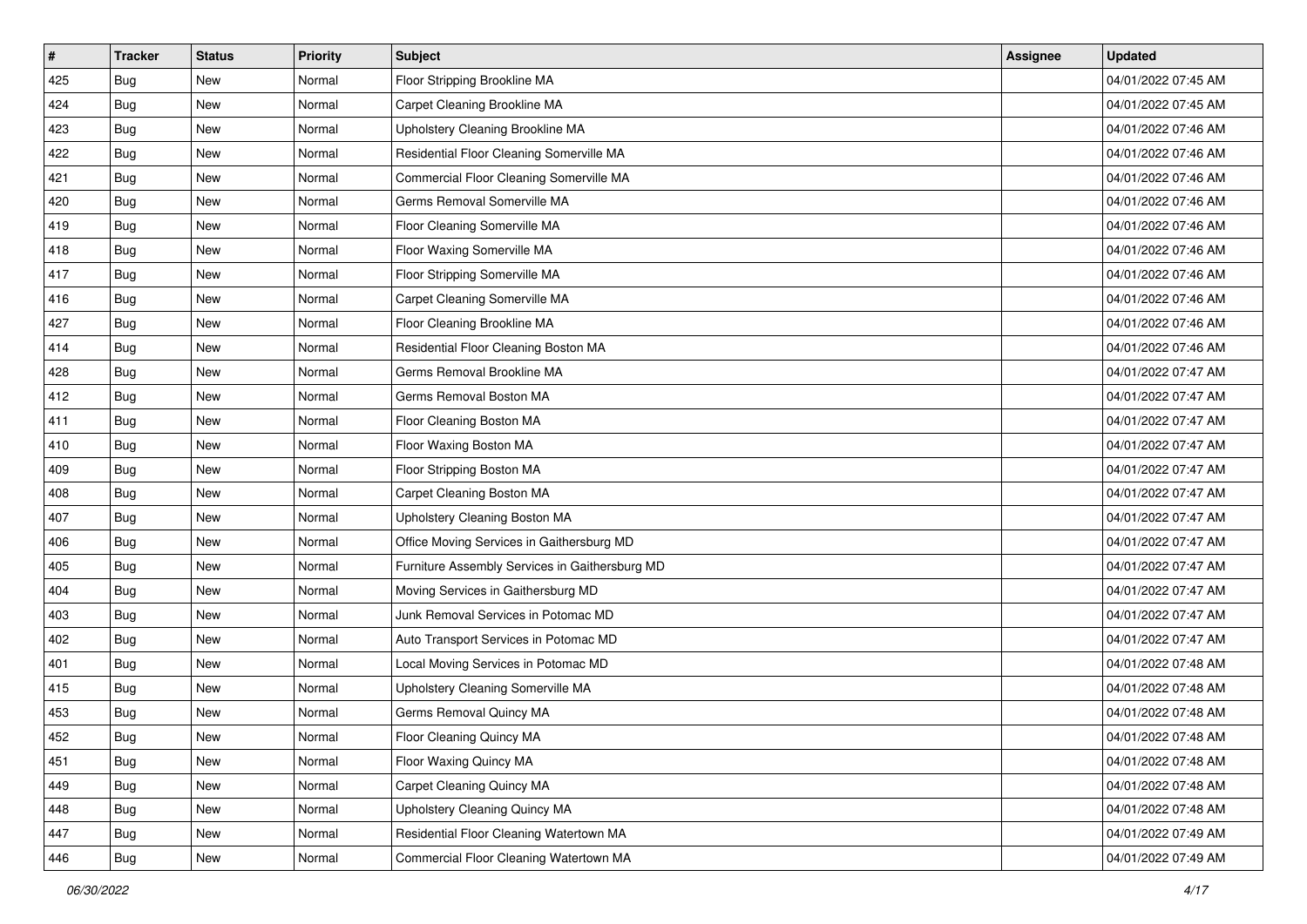| # | Tracker | Status | Priority | Subject | Assignee | Updated |
|---|---|---|---|---|---|---|
| 425 | Bug | New | Normal | Floor Stripping Brookline MA | | 04/01/2022 07:45 AM |
| 424 | Bug | New | Normal | Carpet Cleaning Brookline MA | | 04/01/2022 07:45 AM |
| 423 | Bug | New | Normal | Upholstery Cleaning Brookline MA | | 04/01/2022 07:46 AM |
| 422 | Bug | New | Normal | Residential Floor Cleaning Somerville MA | | 04/01/2022 07:46 AM |
| 421 | Bug | New | Normal | Commercial Floor Cleaning Somerville MA | | 04/01/2022 07:46 AM |
| 420 | Bug | New | Normal | Germs Removal Somerville MA | | 04/01/2022 07:46 AM |
| 419 | Bug | New | Normal | Floor Cleaning Somerville MA | | 04/01/2022 07:46 AM |
| 418 | Bug | New | Normal | Floor Waxing Somerville MA | | 04/01/2022 07:46 AM |
| 417 | Bug | New | Normal | Floor Stripping Somerville MA | | 04/01/2022 07:46 AM |
| 416 | Bug | New | Normal | Carpet Cleaning Somerville MA | | 04/01/2022 07:46 AM |
| 427 | Bug | New | Normal | Floor Cleaning Brookline MA | | 04/01/2022 07:46 AM |
| 414 | Bug | New | Normal | Residential Floor Cleaning Boston MA | | 04/01/2022 07:46 AM |
| 428 | Bug | New | Normal | Germs Removal Brookline MA | | 04/01/2022 07:47 AM |
| 412 | Bug | New | Normal | Germs Removal Boston MA | | 04/01/2022 07:47 AM |
| 411 | Bug | New | Normal | Floor Cleaning Boston MA | | 04/01/2022 07:47 AM |
| 410 | Bug | New | Normal | Floor Waxing Boston MA | | 04/01/2022 07:47 AM |
| 409 | Bug | New | Normal | Floor Stripping Boston MA | | 04/01/2022 07:47 AM |
| 408 | Bug | New | Normal | Carpet Cleaning Boston MA | | 04/01/2022 07:47 AM |
| 407 | Bug | New | Normal | Upholstery Cleaning Boston MA | | 04/01/2022 07:47 AM |
| 406 | Bug | New | Normal | Office Moving Services in Gaithersburg MD | | 04/01/2022 07:47 AM |
| 405 | Bug | New | Normal | Furniture Assembly Services in Gaithersburg MD | | 04/01/2022 07:47 AM |
| 404 | Bug | New | Normal | Moving Services in Gaithersburg MD | | 04/01/2022 07:47 AM |
| 403 | Bug | New | Normal | Junk Removal Services in Potomac MD | | 04/01/2022 07:47 AM |
| 402 | Bug | New | Normal | Auto Transport Services in Potomac MD | | 04/01/2022 07:47 AM |
| 401 | Bug | New | Normal | Local Moving Services in Potomac MD | | 04/01/2022 07:48 AM |
| 415 | Bug | New | Normal | Upholstery Cleaning Somerville MA | | 04/01/2022 07:48 AM |
| 453 | Bug | New | Normal | Germs Removal Quincy MA | | 04/01/2022 07:48 AM |
| 452 | Bug | New | Normal | Floor Cleaning Quincy MA | | 04/01/2022 07:48 AM |
| 451 | Bug | New | Normal | Floor Waxing Quincy MA | | 04/01/2022 07:48 AM |
| 449 | Bug | New | Normal | Carpet Cleaning Quincy MA | | 04/01/2022 07:48 AM |
| 448 | Bug | New | Normal | Upholstery Cleaning Quincy MA | | 04/01/2022 07:48 AM |
| 447 | Bug | New | Normal | Residential Floor Cleaning Watertown MA | | 04/01/2022 07:49 AM |
| 446 | Bug | New | Normal | Commercial Floor Cleaning Watertown MA | | 04/01/2022 07:49 AM |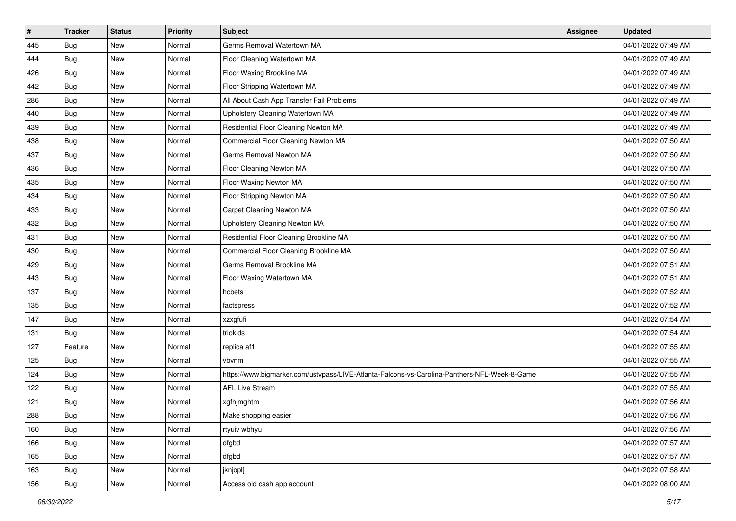| # | Tracker | Status | Priority | Subject | Assignee | Updated |
| --- | --- | --- | --- | --- | --- | --- |
| 445 | Bug | New | Normal | Germs Removal Watertown MA | | 04/01/2022 07:49 AM |
| 444 | Bug | New | Normal | Floor Cleaning Watertown MA | | 04/01/2022 07:49 AM |
| 426 | Bug | New | Normal | Floor Waxing Brookline MA | | 04/01/2022 07:49 AM |
| 442 | Bug | New | Normal | Floor Stripping Watertown MA | | 04/01/2022 07:49 AM |
| 286 | Bug | New | Normal | All About Cash App Transfer Fail Problems | | 04/01/2022 07:49 AM |
| 440 | Bug | New | Normal | Upholstery Cleaning Watertown MA | | 04/01/2022 07:49 AM |
| 439 | Bug | New | Normal | Residential Floor Cleaning Newton MA | | 04/01/2022 07:49 AM |
| 438 | Bug | New | Normal | Commercial Floor Cleaning Newton MA | | 04/01/2022 07:50 AM |
| 437 | Bug | New | Normal | Germs Removal Newton MA | | 04/01/2022 07:50 AM |
| 436 | Bug | New | Normal | Floor Cleaning Newton MA | | 04/01/2022 07:50 AM |
| 435 | Bug | New | Normal | Floor Waxing Newton MA | | 04/01/2022 07:50 AM |
| 434 | Bug | New | Normal | Floor Stripping Newton MA | | 04/01/2022 07:50 AM |
| 433 | Bug | New | Normal | Carpet Cleaning Newton MA | | 04/01/2022 07:50 AM |
| 432 | Bug | New | Normal | Upholstery Cleaning Newton MA | | 04/01/2022 07:50 AM |
| 431 | Bug | New | Normal | Residential Floor Cleaning Brookline MA | | 04/01/2022 07:50 AM |
| 430 | Bug | New | Normal | Commercial Floor Cleaning Brookline MA | | 04/01/2022 07:50 AM |
| 429 | Bug | New | Normal | Germs Removal Brookline MA | | 04/01/2022 07:51 AM |
| 443 | Bug | New | Normal | Floor Waxing Watertown MA | | 04/01/2022 07:51 AM |
| 137 | Bug | New | Normal | hcbets | | 04/01/2022 07:52 AM |
| 135 | Bug | New | Normal | factspress | | 04/01/2022 07:52 AM |
| 147 | Bug | New | Normal | xzxgfufi | | 04/01/2022 07:54 AM |
| 131 | Bug | New | Normal | triokids | | 04/01/2022 07:54 AM |
| 127 | Feature | New | Normal | replica af1 | | 04/01/2022 07:55 AM |
| 125 | Bug | New | Normal | vbvnm | | 04/01/2022 07:55 AM |
| 124 | Bug | New | Normal | https://www.bigmarker.com/ustvpass/LIVE-Atlanta-Falcons-vs-Carolina-Panthers-NFL-Week-8-Game | | 04/01/2022 07:55 AM |
| 122 | Bug | New | Normal | AFL Live Stream | | 04/01/2022 07:55 AM |
| 121 | Bug | New | Normal | xgfhjmghtm | | 04/01/2022 07:56 AM |
| 288 | Bug | New | Normal | Make shopping easier | | 04/01/2022 07:56 AM |
| 160 | Bug | New | Normal | rtyuiv wbhyu | | 04/01/2022 07:56 AM |
| 166 | Bug | New | Normal | dfgbd | | 04/01/2022 07:57 AM |
| 165 | Bug | New | Normal | dfgbd | | 04/01/2022 07:57 AM |
| 163 | Bug | New | Normal | jknjopl[ | | 04/01/2022 07:58 AM |
| 156 | Bug | New | Normal | Access old cash app account | | 04/01/2022 08:00 AM |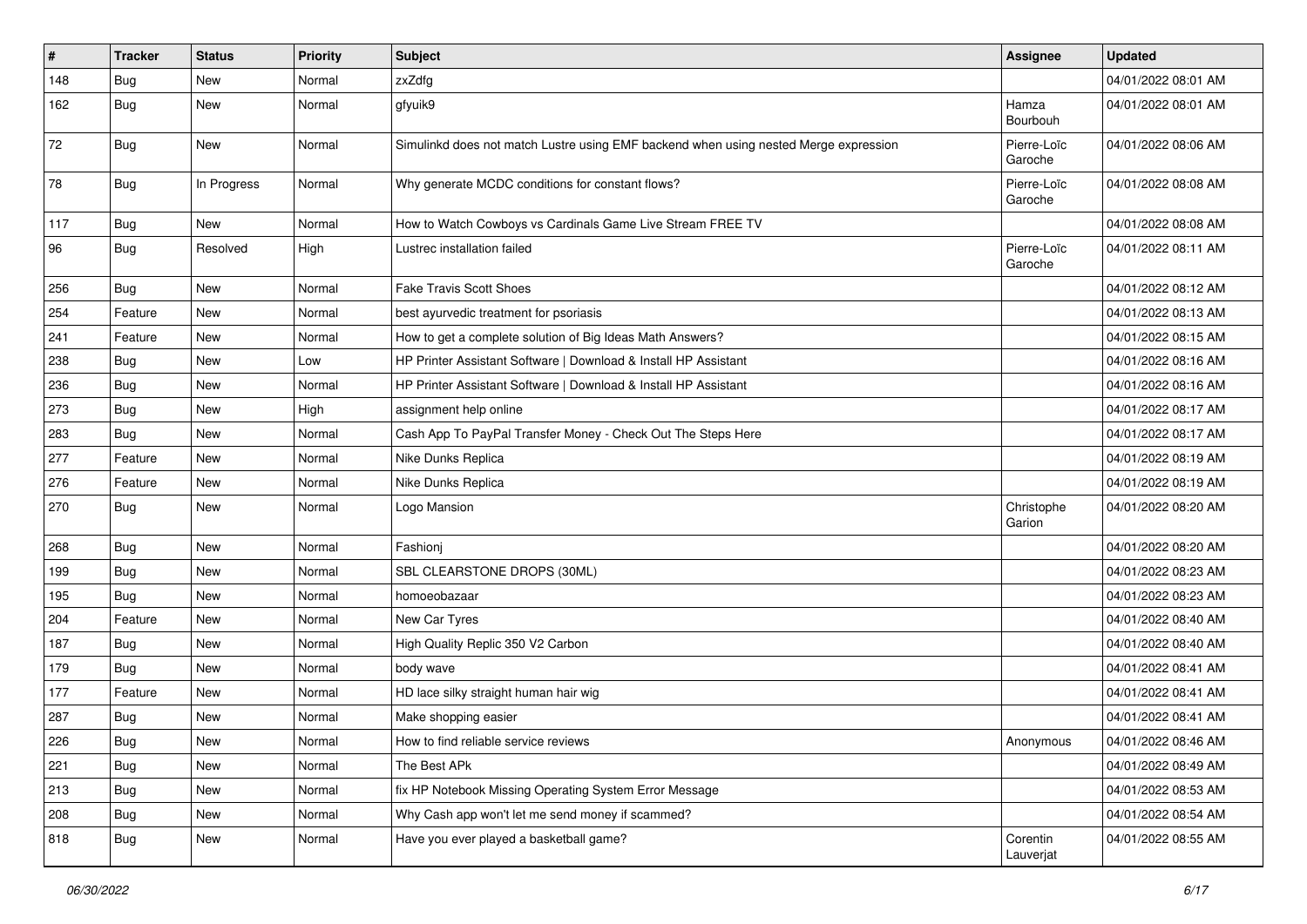| # | Tracker | Status | Priority | Subject | Assignee | Updated |
|---|---|---|---|---|---|---|
| 148 | Bug | New | Normal | zxZdfg | | 04/01/2022 08:01 AM |
| 162 | Bug | New | Normal | gfyuik9 | Hamza Bourbouh | 04/01/2022 08:01 AM |
| 72 | Bug | New | Normal | Simulinkd does not match Lustre using EMF backend when using nested Merge expression | Pierre-Loïc Garoche | 04/01/2022 08:06 AM |
| 78 | Bug | In Progress | Normal | Why generate MCDC conditions for constant flows? | Pierre-Loïc Garoche | 04/01/2022 08:08 AM |
| 117 | Bug | New | Normal | How to Watch Cowboys vs Cardinals Game Live Stream FREE TV | | 04/01/2022 08:08 AM |
| 96 | Bug | Resolved | High | Lustrec installation failed | Pierre-Loïc Garoche | 04/01/2022 08:11 AM |
| 256 | Bug | New | Normal | Fake Travis Scott Shoes | | 04/01/2022 08:12 AM |
| 254 | Feature | New | Normal | best ayurvedic treatment for psoriasis | | 04/01/2022 08:13 AM |
| 241 | Feature | New | Normal | How to get a complete solution of Big Ideas Math Answers? | | 04/01/2022 08:15 AM |
| 238 | Bug | New | Low | HP Printer Assistant Software \| Download & Install HP Assistant | | 04/01/2022 08:16 AM |
| 236 | Bug | New | Normal | HP Printer Assistant Software \| Download & Install HP Assistant | | 04/01/2022 08:16 AM |
| 273 | Bug | New | High | assignment help online | | 04/01/2022 08:17 AM |
| 283 | Bug | New | Normal | Cash App To PayPal Transfer Money - Check Out The Steps Here | | 04/01/2022 08:17 AM |
| 277 | Feature | New | Normal | Nike Dunks Replica | | 04/01/2022 08:19 AM |
| 276 | Feature | New | Normal | Nike Dunks Replica | | 04/01/2022 08:19 AM |
| 270 | Bug | New | Normal | Logo Mansion | Christophe Garion | 04/01/2022 08:20 AM |
| 268 | Bug | New | Normal | Fashionj | | 04/01/2022 08:20 AM |
| 199 | Bug | New | Normal | SBL CLEARSTONE DROPS (30ML) | | 04/01/2022 08:23 AM |
| 195 | Bug | New | Normal | homoeobazaar | | 04/01/2022 08:23 AM |
| 204 | Feature | New | Normal | New Car Tyres | | 04/01/2022 08:40 AM |
| 187 | Bug | New | Normal | High Quality Replic 350 V2 Carbon | | 04/01/2022 08:40 AM |
| 179 | Bug | New | Normal | body wave | | 04/01/2022 08:41 AM |
| 177 | Feature | New | Normal | HD lace silky straight human hair wig | | 04/01/2022 08:41 AM |
| 287 | Bug | New | Normal | Make shopping easier | | 04/01/2022 08:41 AM |
| 226 | Bug | New | Normal | How to find reliable service reviews | Anonymous | 04/01/2022 08:46 AM |
| 221 | Bug | New | Normal | The Best APk | | 04/01/2022 08:49 AM |
| 213 | Bug | New | Normal | fix HP Notebook Missing Operating System Error Message | | 04/01/2022 08:53 AM |
| 208 | Bug | New | Normal | Why Cash app won't let me send money if scammed? | | 04/01/2022 08:54 AM |
| 818 | Bug | New | Normal | Have you ever played a basketball game? | Corentin Lauverjat | 04/01/2022 08:55 AM |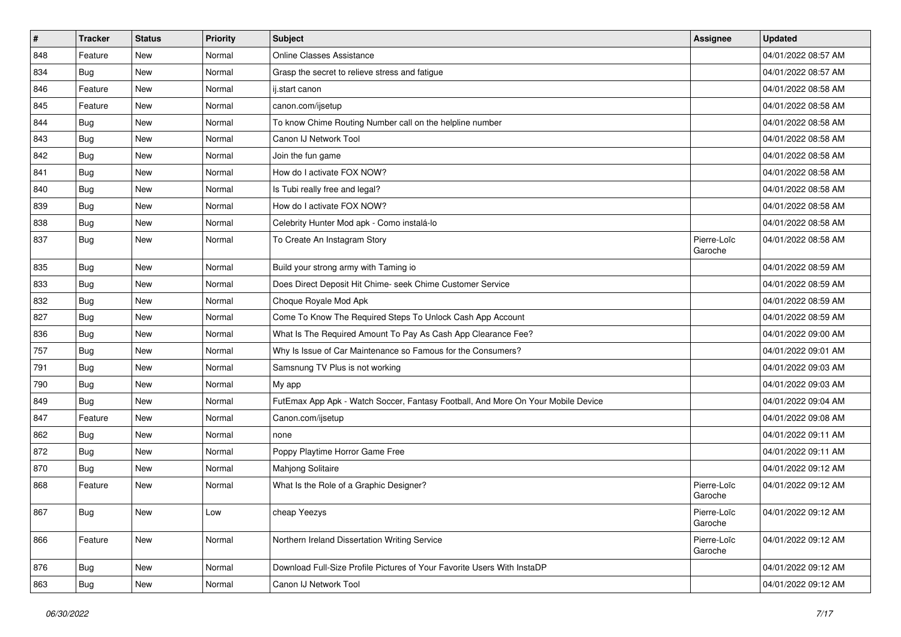| # | Tracker | Status | Priority | Subject | Assignee | Updated |
|---|---|---|---|---|---|---|
| 848 | Feature | New | Normal | Online Classes Assistance | | 04/01/2022 08:57 AM |
| 834 | Bug | New | Normal | Grasp the secret to relieve stress and fatigue | | 04/01/2022 08:57 AM |
| 846 | Feature | New | Normal | ij.start canon | | 04/01/2022 08:58 AM |
| 845 | Feature | New | Normal | canon.com/ijsetup | | 04/01/2022 08:58 AM |
| 844 | Bug | New | Normal | To know Chime Routing Number call on the helpline number | | 04/01/2022 08:58 AM |
| 843 | Bug | New | Normal | Canon IJ Network Tool | | 04/01/2022 08:58 AM |
| 842 | Bug | New | Normal | Join the fun game | | 04/01/2022 08:58 AM |
| 841 | Bug | New | Normal | How do I activate FOX NOW? | | 04/01/2022 08:58 AM |
| 840 | Bug | New | Normal | Is Tubi really free and legal? | | 04/01/2022 08:58 AM |
| 839 | Bug | New | Normal | How do I activate FOX NOW? | | 04/01/2022 08:58 AM |
| 838 | Bug | New | Normal | Celebrity Hunter Mod apk - Como instalá-lo | | 04/01/2022 08:58 AM |
| 837 | Bug | New | Normal | To Create An Instagram Story | Pierre-Loïc Garoche | 04/01/2022 08:58 AM |
| 835 | Bug | New | Normal | Build your strong army with Taming io | | 04/01/2022 08:59 AM |
| 833 | Bug | New | Normal | Does Direct Deposit Hit Chime- seek Chime Customer Service | | 04/01/2022 08:59 AM |
| 832 | Bug | New | Normal | Choque Royale Mod Apk | | 04/01/2022 08:59 AM |
| 827 | Bug | New | Normal | Come To Know The Required Steps To Unlock Cash App Account | | 04/01/2022 08:59 AM |
| 836 | Bug | New | Normal | What Is The Required Amount To Pay As Cash App Clearance Fee? | | 04/01/2022 09:00 AM |
| 757 | Bug | New | Normal | Why Is Issue of Car Maintenance so Famous for the Consumers? | | 04/01/2022 09:01 AM |
| 791 | Bug | New | Normal | Samsnung TV Plus is not working | | 04/01/2022 09:03 AM |
| 790 | Bug | New | Normal | My app | | 04/01/2022 09:03 AM |
| 849 | Bug | New | Normal | FutEmax App Apk - Watch Soccer, Fantasy Football, And More On Your Mobile Device | | 04/01/2022 09:04 AM |
| 847 | Feature | New | Normal | Canon.com/ijsetup | | 04/01/2022 09:08 AM |
| 862 | Bug | New | Normal | none | | 04/01/2022 09:11 AM |
| 872 | Bug | New | Normal | Poppy Playtime Horror Game Free | | 04/01/2022 09:11 AM |
| 870 | Bug | New | Normal | Mahjong Solitaire | | 04/01/2022 09:12 AM |
| 868 | Feature | New | Normal | What Is the Role of a Graphic Designer? | Pierre-Loïc Garoche | 04/01/2022 09:12 AM |
| 867 | Bug | New | Low | cheap Yeezys | Pierre-Loïc Garoche | 04/01/2022 09:12 AM |
| 866 | Feature | New | Normal | Northern Ireland Dissertation Writing Service | Pierre-Loïc Garoche | 04/01/2022 09:12 AM |
| 876 | Bug | New | Normal | Download Full-Size Profile Pictures of Your Favorite Users With InstaDP | | 04/01/2022 09:12 AM |
| 863 | Bug | New | Normal | Canon IJ Network Tool | | 04/01/2022 09:12 AM |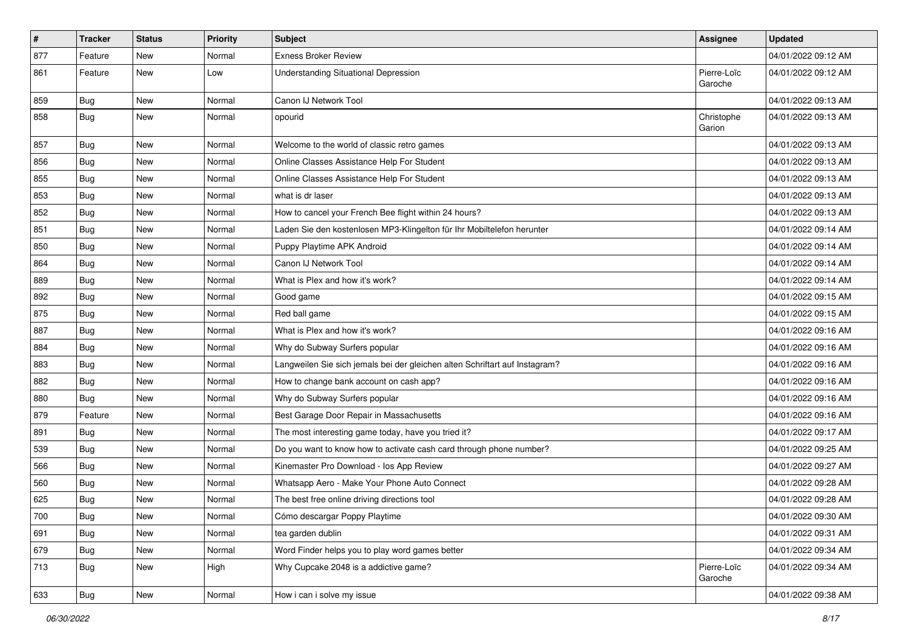| # | Tracker | Status | Priority | Subject | Assignee | Updated |
|---|---|---|---|---|---|---|
| 877 | Feature | New | Normal | Exness Broker Review | | 04/01/2022 09:12 AM |
| 861 | Feature | New | Low | Understanding Situational Depression | Pierre-Loïc Garoche | 04/01/2022 09:12 AM |
| 859 | Bug | New | Normal | Canon IJ Network Tool | | 04/01/2022 09:13 AM |
| 858 | Bug | New | Normal | opourid | Christophe Garion | 04/01/2022 09:13 AM |
| 857 | Bug | New | Normal | Welcome to the world of classic retro games | | 04/01/2022 09:13 AM |
| 856 | Bug | New | Normal | Online Classes Assistance Help For Student | | 04/01/2022 09:13 AM |
| 855 | Bug | New | Normal | Online Classes Assistance Help For Student | | 04/01/2022 09:13 AM |
| 853 | Bug | New | Normal | what is dr laser | | 04/01/2022 09:13 AM |
| 852 | Bug | New | Normal | How to cancel your French Bee flight within 24 hours? | | 04/01/2022 09:13 AM |
| 851 | Bug | New | Normal | Laden Sie den kostenlosen MP3-Klingelton für Ihr Mobiltelefon herunter | | 04/01/2022 09:14 AM |
| 850 | Bug | New | Normal | Puppy Playtime APK Android | | 04/01/2022 09:14 AM |
| 864 | Bug | New | Normal | Canon IJ Network Tool | | 04/01/2022 09:14 AM |
| 889 | Bug | New | Normal | What is Plex and how it's work? | | 04/01/2022 09:14 AM |
| 892 | Bug | New | Normal | Good game | | 04/01/2022 09:15 AM |
| 875 | Bug | New | Normal | Red ball game | | 04/01/2022 09:15 AM |
| 887 | Bug | New | Normal | What is Plex and how it's work? | | 04/01/2022 09:16 AM |
| 884 | Bug | New | Normal | Why do Subway Surfers popular | | 04/01/2022 09:16 AM |
| 883 | Bug | New | Normal | Langweilen Sie sich jemals bei der gleichen alten Schriftart auf Instagram? | | 04/01/2022 09:16 AM |
| 882 | Bug | New | Normal | How to change bank account on cash app? | | 04/01/2022 09:16 AM |
| 880 | Bug | New | Normal | Why do Subway Surfers popular | | 04/01/2022 09:16 AM |
| 879 | Feature | New | Normal | Best Garage Door Repair in Massachusetts | | 04/01/2022 09:16 AM |
| 891 | Bug | New | Normal | The most interesting game today, have you tried it? | | 04/01/2022 09:17 AM |
| 539 | Bug | New | Normal | Do you want to know how to activate cash card through phone number? | | 04/01/2022 09:25 AM |
| 566 | Bug | New | Normal | Kinemaster Pro Download - Ios App Review | | 04/01/2022 09:27 AM |
| 560 | Bug | New | Normal | Whatsapp Aero - Make Your Phone Auto Connect | | 04/01/2022 09:28 AM |
| 625 | Bug | New | Normal | The best free online driving directions tool | | 04/01/2022 09:28 AM |
| 700 | Bug | New | Normal | Cómo descargar Poppy Playtime | | 04/01/2022 09:30 AM |
| 691 | Bug | New | Normal | tea garden dublin | | 04/01/2022 09:31 AM |
| 679 | Bug | New | Normal | Word Finder helps you to play word games better | | 04/01/2022 09:34 AM |
| 713 | Bug | New | High | Why Cupcake 2048 is a addictive game? | Pierre-Loïc Garoche | 04/01/2022 09:34 AM |
| 633 | Bug | New | Normal | How i can i solve my issue | | 04/01/2022 09:38 AM |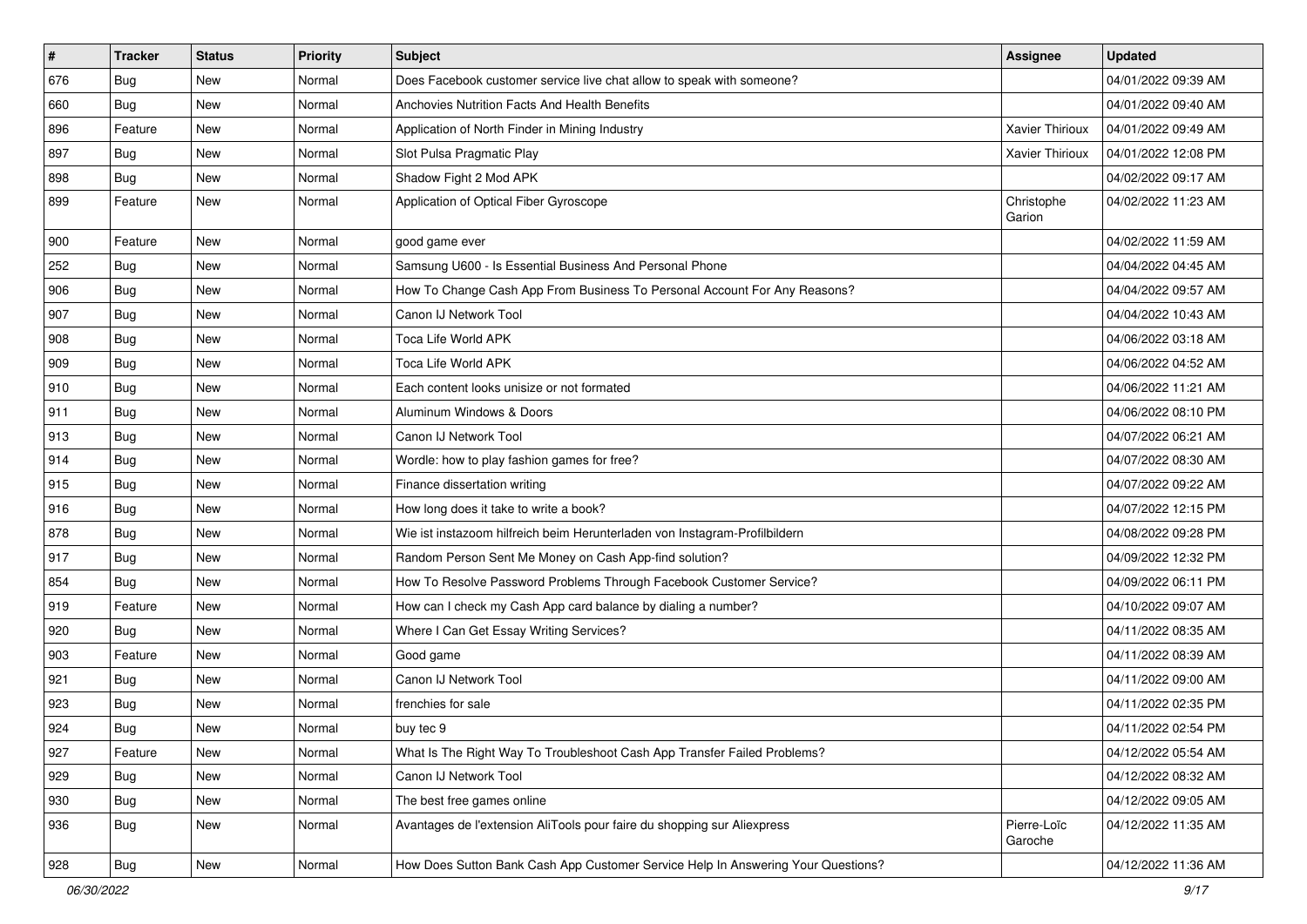| # | Tracker | Status | Priority | Subject | Assignee | Updated |
|---|---|---|---|---|---|---|
| 676 | Bug | New | Normal | Does Facebook customer service live chat allow to speak with someone? | | 04/01/2022 09:39 AM |
| 660 | Bug | New | Normal | Anchovies Nutrition Facts And Health Benefits | | 04/01/2022 09:40 AM |
| 896 | Feature | New | Normal | Application of North Finder in Mining Industry | Xavier Thirioux | 04/01/2022 09:49 AM |
| 897 | Bug | New | Normal | Slot Pulsa Pragmatic Play | Xavier Thirioux | 04/01/2022 12:08 PM |
| 898 | Bug | New | Normal | Shadow Fight 2 Mod APK | | 04/02/2022 09:17 AM |
| 899 | Feature | New | Normal | Application of Optical Fiber Gyroscope | Christophe Garion | 04/02/2022 11:23 AM |
| 900 | Feature | New | Normal | good game ever | | 04/02/2022 11:59 AM |
| 252 | Bug | New | Normal | Samsung U600 - Is Essential Business And Personal Phone | | 04/04/2022 04:45 AM |
| 906 | Bug | New | Normal | How To Change Cash App From Business To Personal Account For Any Reasons? | | 04/04/2022 09:57 AM |
| 907 | Bug | New | Normal | Canon IJ Network Tool | | 04/04/2022 10:43 AM |
| 908 | Bug | New | Normal | Toca Life World APK | | 04/06/2022 03:18 AM |
| 909 | Bug | New | Normal | Toca Life World APK | | 04/06/2022 04:52 AM |
| 910 | Bug | New | Normal | Each content looks unisize or not formated | | 04/06/2022 11:21 AM |
| 911 | Bug | New | Normal | Aluminum Windows & Doors | | 04/06/2022 08:10 PM |
| 913 | Bug | New | Normal | Canon IJ Network Tool | | 04/07/2022 06:21 AM |
| 914 | Bug | New | Normal | Wordle: how to play fashion games for free? | | 04/07/2022 08:30 AM |
| 915 | Bug | New | Normal | Finance dissertation writing | | 04/07/2022 09:22 AM |
| 916 | Bug | New | Normal | How long does it take to write a book? | | 04/07/2022 12:15 PM |
| 878 | Bug | New | Normal | Wie ist instazoom hilfreich beim Herunterladen von Instagram-Profilbildern | | 04/08/2022 09:28 PM |
| 917 | Bug | New | Normal | Random Person Sent Me Money on Cash App-find solution? | | 04/09/2022 12:32 PM |
| 854 | Bug | New | Normal | How To Resolve Password Problems Through Facebook Customer Service? | | 04/09/2022 06:11 PM |
| 919 | Feature | New | Normal | How can I check my Cash App card balance by dialing a number? | | 04/10/2022 09:07 AM |
| 920 | Bug | New | Normal | Where I Can Get Essay Writing Services? | | 04/11/2022 08:35 AM |
| 903 | Feature | New | Normal | Good game | | 04/11/2022 08:39 AM |
| 921 | Bug | New | Normal | Canon IJ Network Tool | | 04/11/2022 09:00 AM |
| 923 | Bug | New | Normal | frenchies for sale | | 04/11/2022 02:35 PM |
| 924 | Bug | New | Normal | buy tec 9 | | 04/11/2022 02:54 PM |
| 927 | Feature | New | Normal | What Is The Right Way To Troubleshoot Cash App Transfer Failed Problems? | | 04/12/2022 05:54 AM |
| 929 | Bug | New | Normal | Canon IJ Network Tool | | 04/12/2022 08:32 AM |
| 930 | Bug | New | Normal | The best free games online | | 04/12/2022 09:05 AM |
| 936 | Bug | New | Normal | Avantages de l'extension AliTools pour faire du shopping sur Aliexpress | Pierre-Loïc Garoche | 04/12/2022 11:35 AM |
| 928 | Bug | New | Normal | How Does Sutton Bank Cash App Customer Service Help In Answering Your Questions? | | 04/12/2022 11:36 AM |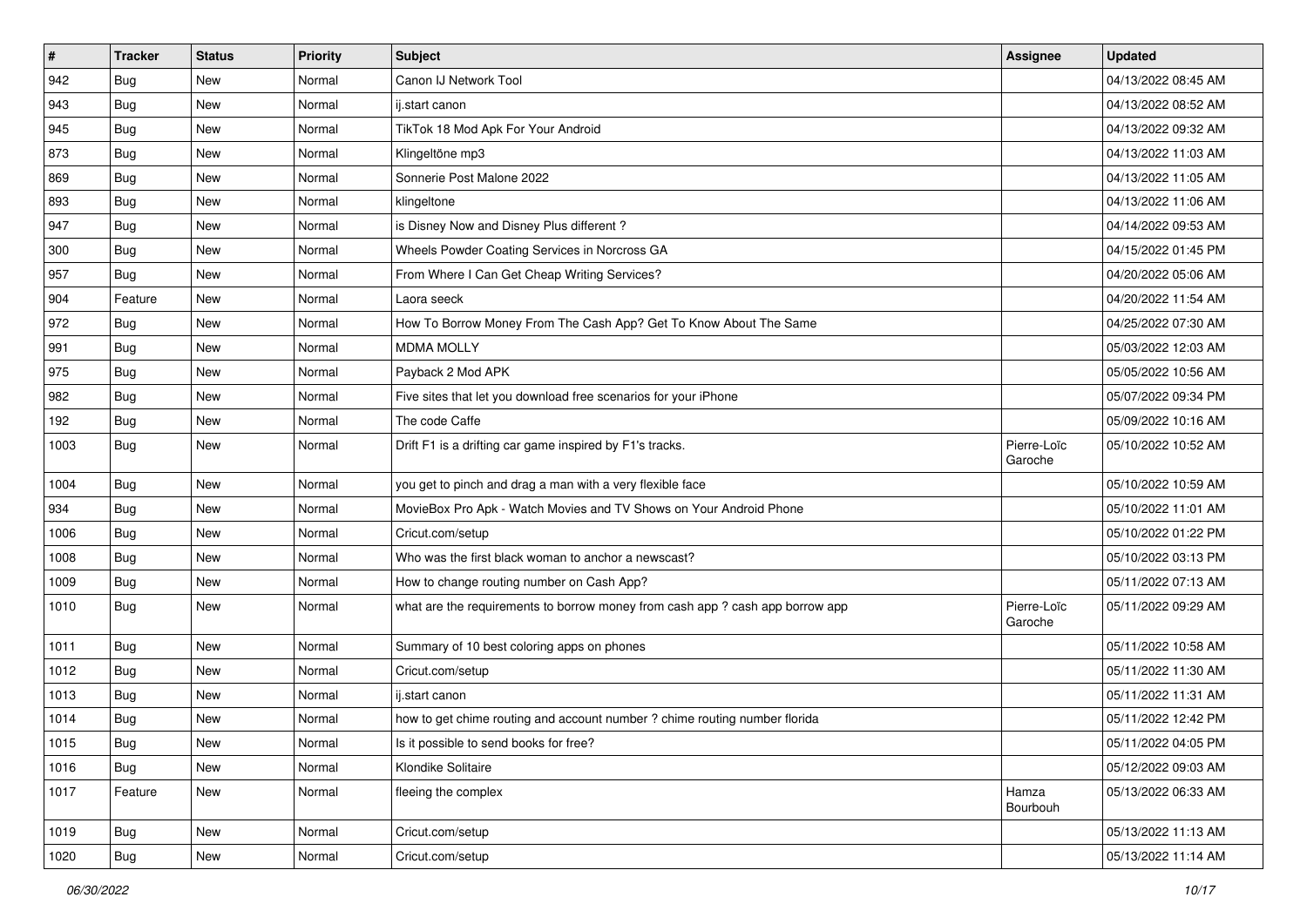| # | Tracker | Status | Priority | Subject | Assignee | Updated |
|---|---|---|---|---|---|---|
| 942 | Bug | New | Normal | Canon IJ Network Tool | | 04/13/2022 08:45 AM |
| 943 | Bug | New | Normal | ij.start canon | | 04/13/2022 08:52 AM |
| 945 | Bug | New | Normal | TikTok 18 Mod Apk For Your Android | | 04/13/2022 09:32 AM |
| 873 | Bug | New | Normal | Klingeltöne mp3 | | 04/13/2022 11:03 AM |
| 869 | Bug | New | Normal | Sonnerie Post Malone 2022 | | 04/13/2022 11:05 AM |
| 893 | Bug | New | Normal | klingeltone | | 04/13/2022 11:06 AM |
| 947 | Bug | New | Normal | is Disney Now and Disney Plus different ? | | 04/14/2022 09:53 AM |
| 300 | Bug | New | Normal | Wheels Powder Coating Services in Norcross GA | | 04/15/2022 01:45 PM |
| 957 | Bug | New | Normal | From Where I Can Get Cheap Writing Services? | | 04/20/2022 05:06 AM |
| 904 | Feature | New | Normal | Laora seeck | | 04/20/2022 11:54 AM |
| 972 | Bug | New | Normal | How To Borrow Money From The Cash App? Get To Know About The Same | | 04/25/2022 07:30 AM |
| 991 | Bug | New | Normal | MDMA MOLLY | | 05/03/2022 12:03 AM |
| 975 | Bug | New | Normal | Payback 2 Mod APK | | 05/05/2022 10:56 AM |
| 982 | Bug | New | Normal | Five sites that let you download free scenarios for your iPhone | | 05/07/2022 09:34 PM |
| 192 | Bug | New | Normal | The code Caffe | | 05/09/2022 10:16 AM |
| 1003 | Bug | New | Normal | Drift F1 is a drifting car game inspired by F1's tracks. | Pierre-Loïc Garoche | 05/10/2022 10:52 AM |
| 1004 | Bug | New | Normal | you get to pinch and drag a man with a very flexible face | | 05/10/2022 10:59 AM |
| 934 | Bug | New | Normal | MovieBox Pro Apk - Watch Movies and TV Shows on Your Android Phone | | 05/10/2022 11:01 AM |
| 1006 | Bug | New | Normal | Cricut.com/setup | | 05/10/2022 01:22 PM |
| 1008 | Bug | New | Normal | Who was the first black woman to anchor a newscast? | | 05/10/2022 03:13 PM |
| 1009 | Bug | New | Normal | How to change routing number on Cash App? | | 05/11/2022 07:13 AM |
| 1010 | Bug | New | Normal | what are the requirements to borrow money from cash app ? cash app borrow app | Pierre-Loïc Garoche | 05/11/2022 09:29 AM |
| 1011 | Bug | New | Normal | Summary of 10 best coloring apps on phones | | 05/11/2022 10:58 AM |
| 1012 | Bug | New | Normal | Cricut.com/setup | | 05/11/2022 11:30 AM |
| 1013 | Bug | New | Normal | ij.start canon | | 05/11/2022 11:31 AM |
| 1014 | Bug | New | Normal | how to get chime routing and account number ? chime routing number florida | | 05/11/2022 12:42 PM |
| 1015 | Bug | New | Normal | Is it possible to send books for free? | | 05/11/2022 04:05 PM |
| 1016 | Bug | New | Normal | Klondike Solitaire | | 05/12/2022 09:03 AM |
| 1017 | Feature | New | Normal | fleeing the complex | Hamza Bourbouh | 05/13/2022 06:33 AM |
| 1019 | Bug | New | Normal | Cricut.com/setup | | 05/13/2022 11:13 AM |
| 1020 | Bug | New | Normal | Cricut.com/setup | | 05/13/2022 11:14 AM |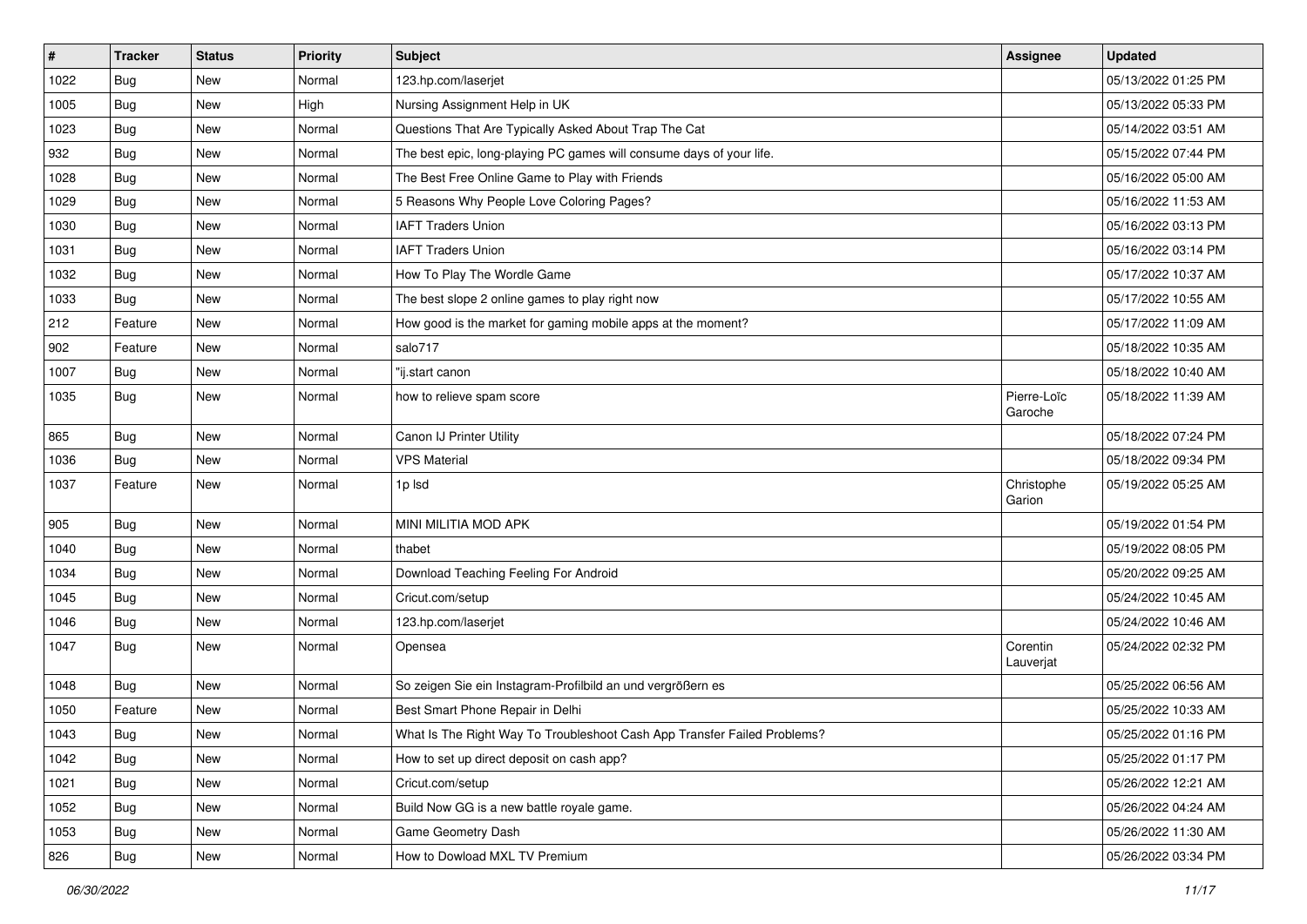| # | Tracker | Status | Priority | Subject | Assignee | Updated |
|---|---|---|---|---|---|---|
| 1022 | Bug | New | Normal | 123.hp.com/laserjet | | 05/13/2022 01:25 PM |
| 1005 | Bug | New | High | Nursing Assignment Help in UK | | 05/13/2022 05:33 PM |
| 1023 | Bug | New | Normal | Questions That Are Typically Asked About Trap The Cat | | 05/14/2022 03:51 AM |
| 932 | Bug | New | Normal | The best epic, long-playing PC games will consume days of your life. | | 05/15/2022 07:44 PM |
| 1028 | Bug | New | Normal | The Best Free Online Game to Play with Friends | | 05/16/2022 05:00 AM |
| 1029 | Bug | New | Normal | 5 Reasons Why People Love Coloring Pages? | | 05/16/2022 11:53 AM |
| 1030 | Bug | New | Normal | IAFT Traders Union | | 05/16/2022 03:13 PM |
| 1031 | Bug | New | Normal | IAFT Traders Union | | 05/16/2022 03:14 PM |
| 1032 | Bug | New | Normal | How To Play The Wordle Game | | 05/17/2022 10:37 AM |
| 1033 | Bug | New | Normal | The best slope 2 online games to play right now | | 05/17/2022 10:55 AM |
| 212 | Feature | New | Normal | How good is the market for gaming mobile apps at the moment? | | 05/17/2022 11:09 AM |
| 902 | Feature | New | Normal | salo717 | | 05/18/2022 10:35 AM |
| 1007 | Bug | New | Normal | "ij.start canon | | 05/18/2022 10:40 AM |
| 1035 | Bug | New | Normal | how to relieve spam score | Pierre-Loïc Garoche | 05/18/2022 11:39 AM |
| 865 | Bug | New | Normal | Canon IJ Printer Utility | | 05/18/2022 07:24 PM |
| 1036 | Bug | New | Normal | VPS Material | | 05/18/2022 09:34 PM |
| 1037 | Feature | New | Normal | 1p lsd | Christophe Garion | 05/19/2022 05:25 AM |
| 905 | Bug | New | Normal | MINI MILITIA MOD APK | | 05/19/2022 01:54 PM |
| 1040 | Bug | New | Normal | thabet | | 05/19/2022 08:05 PM |
| 1034 | Bug | New | Normal | Download Teaching Feeling For Android | | 05/20/2022 09:25 AM |
| 1045 | Bug | New | Normal | Cricut.com/setup | | 05/24/2022 10:45 AM |
| 1046 | Bug | New | Normal | 123.hp.com/laserjet | | 05/24/2022 10:46 AM |
| 1047 | Bug | New | Normal | Opensea | Corentin Lauverjat | 05/24/2022 02:32 PM |
| 1048 | Bug | New | Normal | So zeigen Sie ein Instagram-Profilbild an und vergrößern es | | 05/25/2022 06:56 AM |
| 1050 | Feature | New | Normal | Best Smart Phone Repair in Delhi | | 05/25/2022 10:33 AM |
| 1043 | Bug | New | Normal | What Is The Right Way To Troubleshoot Cash App Transfer Failed Problems? | | 05/25/2022 01:16 PM |
| 1042 | Bug | New | Normal | How to set up direct deposit on cash app? | | 05/25/2022 01:17 PM |
| 1021 | Bug | New | Normal | Cricut.com/setup | | 05/26/2022 12:21 AM |
| 1052 | Bug | New | Normal | Build Now GG is a new battle royale game. | | 05/26/2022 04:24 AM |
| 1053 | Bug | New | Normal | Game Geometry Dash | | 05/26/2022 11:30 AM |
| 826 | Bug | New | Normal | How to Dowload MXL TV Premium | | 05/26/2022 03:34 PM |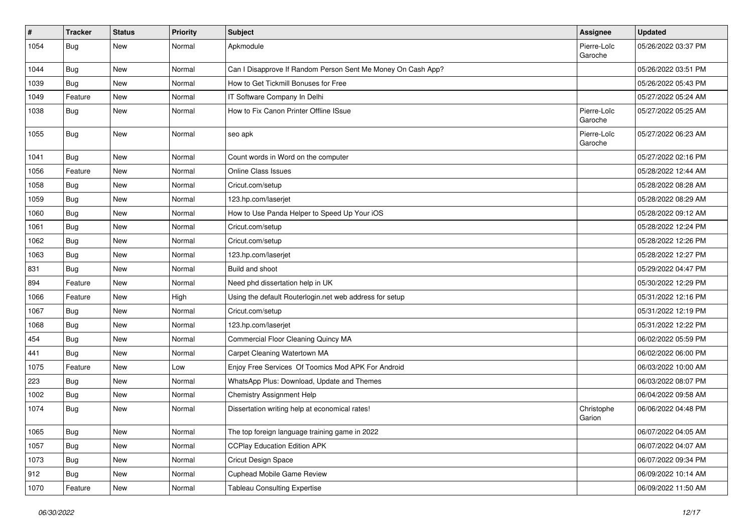| # | Tracker | Status | Priority | Subject | Assignee | Updated |
|---|---|---|---|---|---|---|
| 1054 | Bug | New | Normal | Apkmodule | Pierre-Loïc Garoche | 05/26/2022 03:37 PM |
| 1044 | Bug | New | Normal | Can I Disapprove If Random Person Sent Me Money On Cash App? | | 05/26/2022 03:51 PM |
| 1039 | Bug | New | Normal | How to Get Tickmill Bonuses for Free | | 05/26/2022 05:43 PM |
| 1049 | Feature | New | Normal | IT Software Company In Delhi | | 05/27/2022 05:24 AM |
| 1038 | Bug | New | Normal | How to Fix Canon Printer Offline ISsue | Pierre-Loïc Garoche | 05/27/2022 05:25 AM |
| 1055 | Bug | New | Normal | seo apk | Pierre-Loïc Garoche | 05/27/2022 06:23 AM |
| 1041 | Bug | New | Normal | Count words in Word on the computer | | 05/27/2022 02:16 PM |
| 1056 | Feature | New | Normal | Online Class Issues | | 05/28/2022 12:44 AM |
| 1058 | Bug | New | Normal | Cricut.com/setup | | 05/28/2022 08:28 AM |
| 1059 | Bug | New | Normal | 123.hp.com/laserjet | | 05/28/2022 08:29 AM |
| 1060 | Bug | New | Normal | How to Use Panda Helper to Speed Up Your iOS | | 05/28/2022 09:12 AM |
| 1061 | Bug | New | Normal | Cricut.com/setup | | 05/28/2022 12:24 PM |
| 1062 | Bug | New | Normal | Cricut.com/setup | | 05/28/2022 12:26 PM |
| 1063 | Bug | New | Normal | 123.hp.com/laserjet | | 05/28/2022 12:27 PM |
| 831 | Bug | New | Normal | Build and shoot | | 05/29/2022 04:47 PM |
| 894 | Feature | New | Normal | Need phd dissertation help in UK | | 05/30/2022 12:29 PM |
| 1066 | Feature | New | High | Using the default Routerlogin.net web address for setup | | 05/31/2022 12:16 PM |
| 1067 | Bug | New | Normal | Cricut.com/setup | | 05/31/2022 12:19 PM |
| 1068 | Bug | New | Normal | 123.hp.com/laserjet | | 05/31/2022 12:22 PM |
| 454 | Bug | New | Normal | Commercial Floor Cleaning Quincy MA | | 06/02/2022 05:59 PM |
| 441 | Bug | New | Normal | Carpet Cleaning Watertown MA | | 06/02/2022 06:00 PM |
| 1075 | Feature | New | Low | Enjoy Free Services Of Toomics Mod APK For Android | | 06/03/2022 10:00 AM |
| 223 | Bug | New | Normal | WhatsApp Plus: Download, Update and Themes | | 06/03/2022 08:07 PM |
| 1002 | Bug | New | Normal | Chemistry Assignment Help | | 06/04/2022 09:58 AM |
| 1074 | Bug | New | Normal | Dissertation writing help at economical rates! | Christophe Garion | 06/06/2022 04:48 PM |
| 1065 | Bug | New | Normal | The top foreign language training game in 2022 | | 06/07/2022 04:05 AM |
| 1057 | Bug | New | Normal | CCPlay Education Edition APK | | 06/07/2022 04:07 AM |
| 1073 | Bug | New | Normal | Cricut Design Space | | 06/07/2022 09:34 PM |
| 912 | Bug | New | Normal | Cuphead Mobile Game Review | | 06/09/2022 10:14 AM |
| 1070 | Feature | New | Normal | Tableau Consulting Expertise | | 06/09/2022 11:50 AM |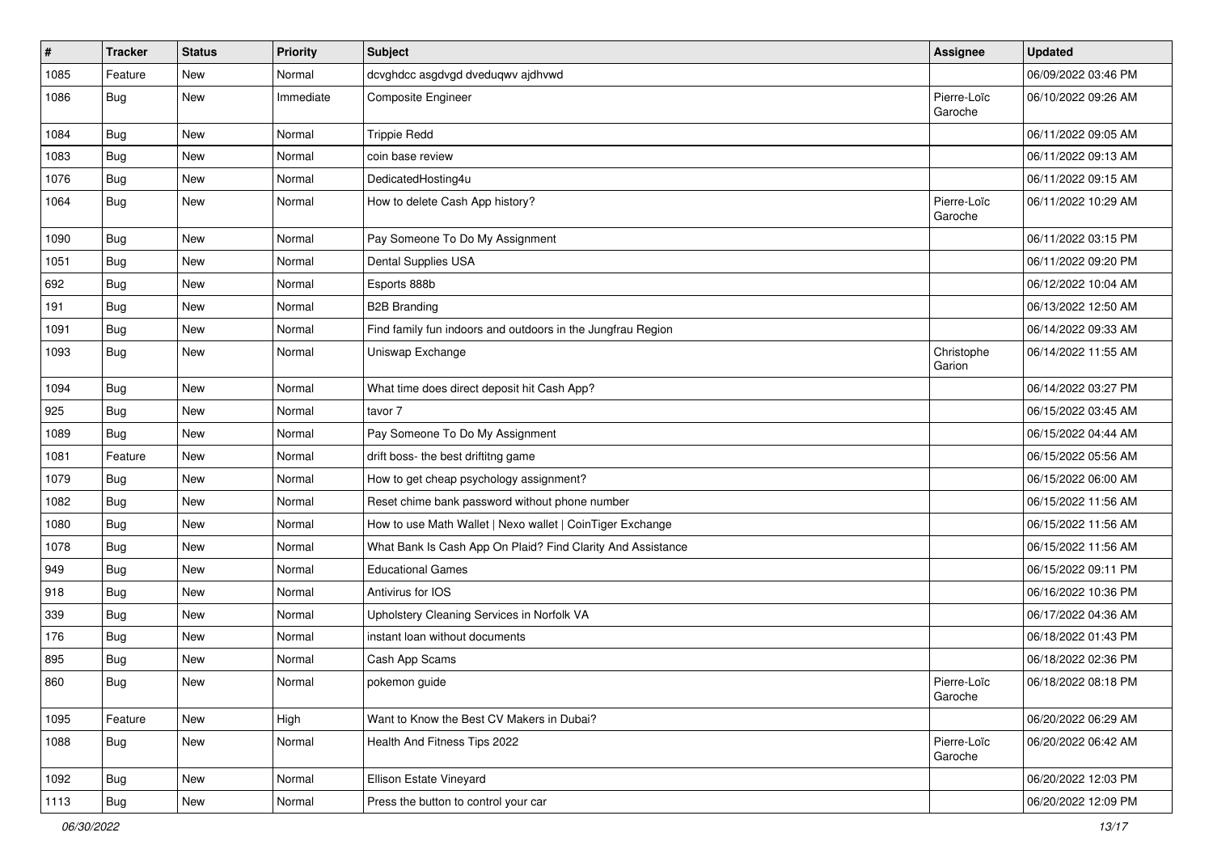| # | Tracker | Status | Priority | Subject | Assignee | Updated |
|---|---|---|---|---|---|---|
| 1085 | Feature | New | Normal | dcvghdcc asgdvgd dveduqwv ajdhvwd | | 06/09/2022 03:46 PM |
| 1086 | Bug | New | Immediate | Composite Engineer | Pierre-Loïc Garoche | 06/10/2022 09:26 AM |
| 1084 | Bug | New | Normal | Trippie Redd | | 06/11/2022 09:05 AM |
| 1083 | Bug | New | Normal | coin base review | | 06/11/2022 09:13 AM |
| 1076 | Bug | New | Normal | DedicatedHosting4u | | 06/11/2022 09:15 AM |
| 1064 | Bug | New | Normal | How to delete Cash App history? | Pierre-Loïc Garoche | 06/11/2022 10:29 AM |
| 1090 | Bug | New | Normal | Pay Someone To Do My Assignment | | 06/11/2022 03:15 PM |
| 1051 | Bug | New | Normal | Dental Supplies USA | | 06/11/2022 09:20 PM |
| 692 | Bug | New | Normal | Esports 888b | | 06/12/2022 10:04 AM |
| 191 | Bug | New | Normal | B2B Branding | | 06/13/2022 12:50 AM |
| 1091 | Bug | New | Normal | Find family fun indoors and outdoors in the Jungfrau Region | | 06/14/2022 09:33 AM |
| 1093 | Bug | New | Normal | Uniswap Exchange | Christophe Garion | 06/14/2022 11:55 AM |
| 1094 | Bug | New | Normal | What time does direct deposit hit Cash App? | | 06/14/2022 03:27 PM |
| 925 | Bug | New | Normal | tavor 7 | | 06/15/2022 03:45 AM |
| 1089 | Bug | New | Normal | Pay Someone To Do My Assignment | | 06/15/2022 04:44 AM |
| 1081 | Feature | New | Normal | drift boss- the best driftitng game | | 06/15/2022 05:56 AM |
| 1079 | Bug | New | Normal | How to get cheap psychology assignment? | | 06/15/2022 06:00 AM |
| 1082 | Bug | New | Normal | Reset chime bank password without phone number | | 06/15/2022 11:56 AM |
| 1080 | Bug | New | Normal | How to use Math Wallet \| Nexo wallet \| CoinTiger Exchange | | 06/15/2022 11:56 AM |
| 1078 | Bug | New | Normal | What Bank Is Cash App On Plaid? Find Clarity And Assistance | | 06/15/2022 11:56 AM |
| 949 | Bug | New | Normal | Educational Games | | 06/15/2022 09:11 PM |
| 918 | Bug | New | Normal | Antivirus for IOS | | 06/16/2022 10:36 PM |
| 339 | Bug | New | Normal | Upholstery Cleaning Services in Norfolk VA | | 06/17/2022 04:36 AM |
| 176 | Bug | New | Normal | instant loan without documents | | 06/18/2022 01:43 PM |
| 895 | Bug | New | Normal | Cash App Scams | | 06/18/2022 02:36 PM |
| 860 | Bug | New | Normal | pokemon guide | Pierre-Loïc Garoche | 06/18/2022 08:18 PM |
| 1095 | Feature | New | High | Want to Know the Best CV Makers in Dubai? | | 06/20/2022 06:29 AM |
| 1088 | Bug | New | Normal | Health And Fitness Tips 2022 | Pierre-Loïc Garoche | 06/20/2022 06:42 AM |
| 1092 | Bug | New | Normal | Ellison Estate Vineyard | | 06/20/2022 12:03 PM |
| 1113 | Bug | New | Normal | Press the button to control your car | | 06/20/2022 12:09 PM |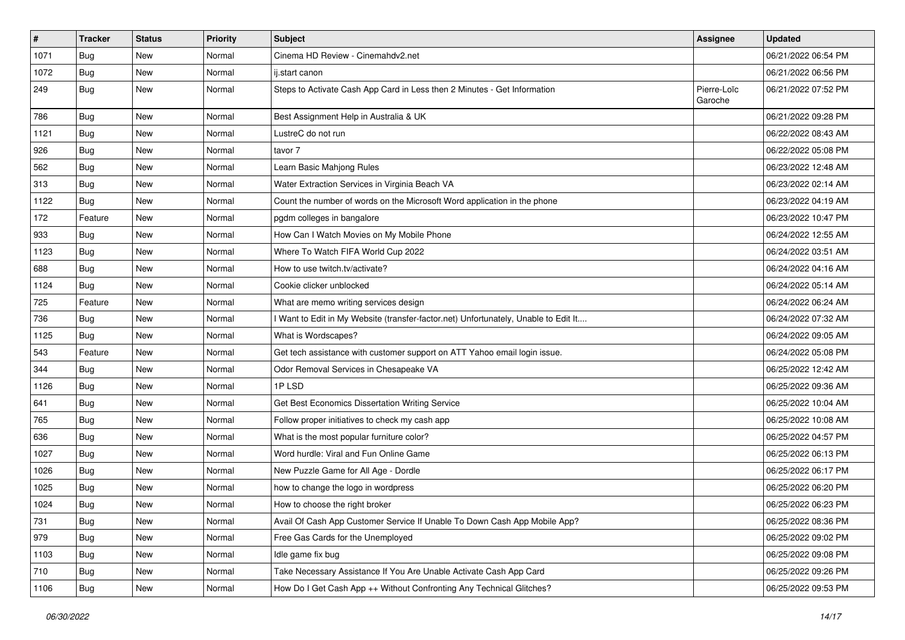| # | Tracker | Status | Priority | Subject | Assignee | Updated |
|---|---|---|---|---|---|---|
| 1071 | Bug | New | Normal | Cinema HD Review - Cinemahdv2.net | | 06/21/2022 06:54 PM |
| 1072 | Bug | New | Normal | ij.start canon | | 06/21/2022 06:56 PM |
| 249 | Bug | New | Normal | Steps to Activate Cash App Card in Less then 2 Minutes - Get Information | Pierre-Loïc Garoche | 06/21/2022 07:52 PM |
| 786 | Bug | New | Normal | Best Assignment Help in Australia & UK | | 06/21/2022 09:28 PM |
| 1121 | Bug | New | Normal | LustreC do not run | | 06/22/2022 08:43 AM |
| 926 | Bug | New | Normal | tavor 7 | | 06/22/2022 05:08 PM |
| 562 | Bug | New | Normal | Learn Basic Mahjong Rules | | 06/23/2022 12:48 AM |
| 313 | Bug | New | Normal | Water Extraction Services in Virginia Beach VA | | 06/23/2022 02:14 AM |
| 1122 | Bug | New | Normal | Count the number of words on the Microsoft Word application in the phone | | 06/23/2022 04:19 AM |
| 172 | Feature | New | Normal | pgdm colleges in bangalore | | 06/23/2022 10:47 PM |
| 933 | Bug | New | Normal | How Can I Watch Movies on My Mobile Phone | | 06/24/2022 12:55 AM |
| 1123 | Bug | New | Normal | Where To Watch FIFA World Cup 2022 | | 06/24/2022 03:51 AM |
| 688 | Bug | New | Normal | How to use twitch.tv/activate? | | 06/24/2022 04:16 AM |
| 1124 | Bug | New | Normal | Cookie clicker unblocked | | 06/24/2022 05:14 AM |
| 725 | Feature | New | Normal | What are memo writing services design | | 06/24/2022 06:24 AM |
| 736 | Bug | New | Normal | I Want to Edit in My Website (transfer-factor.net) Unfortunately, Unable to Edit It.... | | 06/24/2022 07:32 AM |
| 1125 | Bug | New | Normal | What is Wordscapes? | | 06/24/2022 09:05 AM |
| 543 | Feature | New | Normal | Get tech assistance with customer support on ATT Yahoo email login issue. | | 06/24/2022 05:08 PM |
| 344 | Bug | New | Normal | Odor Removal Services in Chesapeake VA | | 06/25/2022 12:42 AM |
| 1126 | Bug | New | Normal | 1P LSD | | 06/25/2022 09:36 AM |
| 641 | Bug | New | Normal | Get Best Economics Dissertation Writing Service | | 06/25/2022 10:04 AM |
| 765 | Bug | New | Normal | Follow proper initiatives to check my cash app | | 06/25/2022 10:08 AM |
| 636 | Bug | New | Normal | What is the most popular furniture color? | | 06/25/2022 04:57 PM |
| 1027 | Bug | New | Normal | Word hurdle: Viral and Fun Online Game | | 06/25/2022 06:13 PM |
| 1026 | Bug | New | Normal | New Puzzle Game for All Age - Dordle | | 06/25/2022 06:17 PM |
| 1025 | Bug | New | Normal | how to change the logo in wordpress | | 06/25/2022 06:20 PM |
| 1024 | Bug | New | Normal | How to choose the right broker | | 06/25/2022 06:23 PM |
| 731 | Bug | New | Normal | Avail Of Cash App Customer Service If Unable To Down Cash App Mobile App? | | 06/25/2022 08:36 PM |
| 979 | Bug | New | Normal | Free Gas Cards for the Unemployed | | 06/25/2022 09:02 PM |
| 1103 | Bug | New | Normal | Idle game fix bug | | 06/25/2022 09:08 PM |
| 710 | Bug | New | Normal | Take Necessary Assistance If You Are Unable Activate Cash App Card | | 06/25/2022 09:26 PM |
| 1106 | Bug | New | Normal | How Do I Get Cash App ++ Without Confronting Any Technical Glitches? | | 06/25/2022 09:53 PM |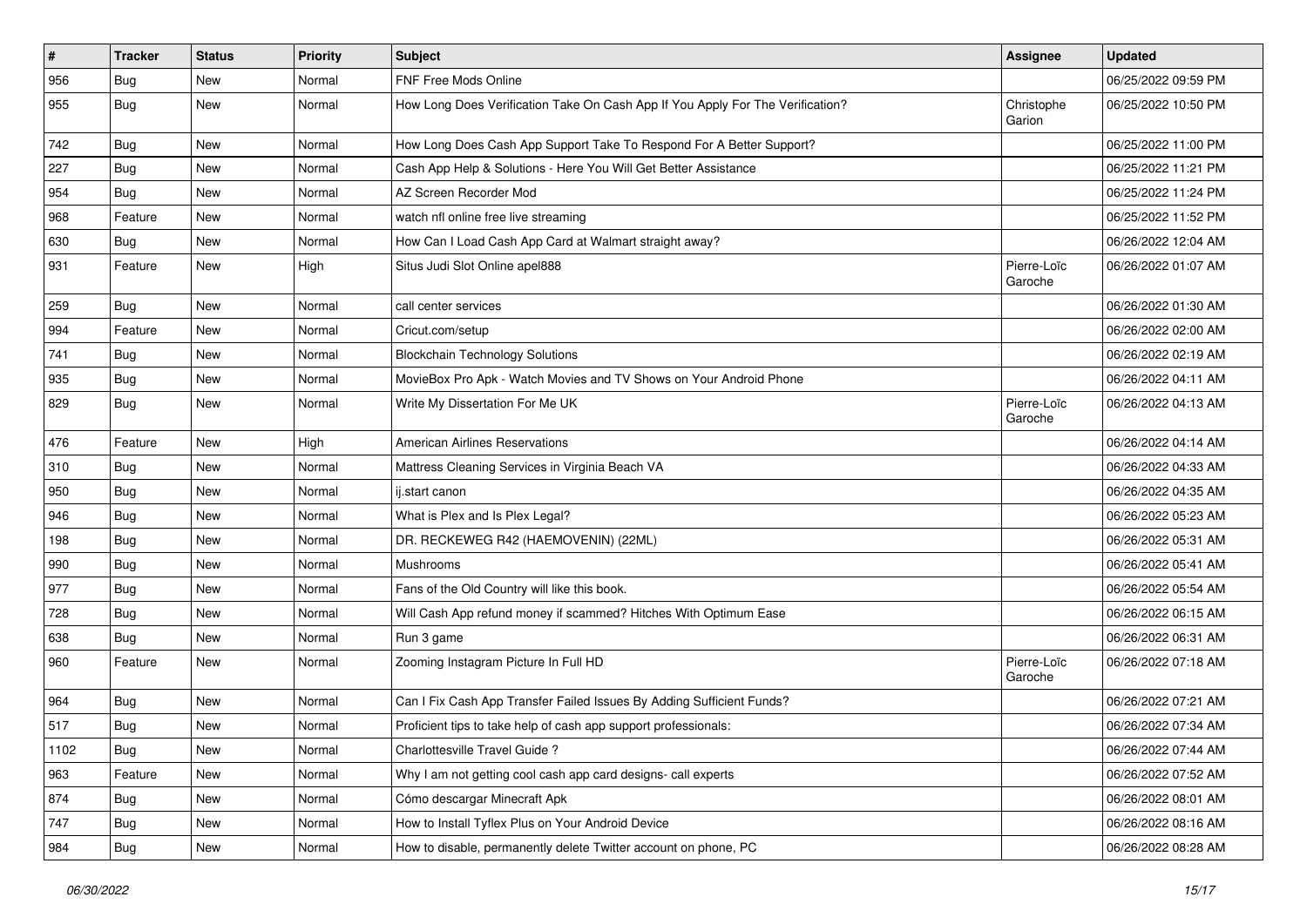| # | Tracker | Status | Priority | Subject | Assignee | Updated |
|---|---|---|---|---|---|---|
| 956 | Bug | New | Normal | FNF Free Mods Online | | 06/25/2022 09:59 PM |
| 955 | Bug | New | Normal | How Long Does Verification Take On Cash App If You Apply For The Verification? | Christophe Garion | 06/25/2022 10:50 PM |
| 742 | Bug | New | Normal | How Long Does Cash App Support Take To Respond For A Better Support? | | 06/25/2022 11:00 PM |
| 227 | Bug | New | Normal | Cash App Help & Solutions - Here You Will Get Better Assistance | | 06/25/2022 11:21 PM |
| 954 | Bug | New | Normal | AZ Screen Recorder Mod | | 06/25/2022 11:24 PM |
| 968 | Feature | New | Normal | watch nfl online free live streaming | | 06/25/2022 11:52 PM |
| 630 | Bug | New | Normal | How Can I Load Cash App Card at Walmart straight away? | | 06/26/2022 12:04 AM |
| 931 | Feature | New | High | Situs Judi Slot Online apel888 | Pierre-Loïc Garoche | 06/26/2022 01:07 AM |
| 259 | Bug | New | Normal | call center services | | 06/26/2022 01:30 AM |
| 994 | Feature | New | Normal | Cricut.com/setup | | 06/26/2022 02:00 AM |
| 741 | Bug | New | Normal | Blockchain Technology Solutions | | 06/26/2022 02:19 AM |
| 935 | Bug | New | Normal | MovieBox Pro Apk - Watch Movies and TV Shows on Your Android Phone | | 06/26/2022 04:11 AM |
| 829 | Bug | New | Normal | Write My Dissertation For Me UK | Pierre-Loïc Garoche | 06/26/2022 04:13 AM |
| 476 | Feature | New | High | American Airlines Reservations | | 06/26/2022 04:14 AM |
| 310 | Bug | New | Normal | Mattress Cleaning Services in Virginia Beach VA | | 06/26/2022 04:33 AM |
| 950 | Bug | New | Normal | ij.start canon | | 06/26/2022 04:35 AM |
| 946 | Bug | New | Normal | What is Plex and Is Plex Legal? | | 06/26/2022 05:23 AM |
| 198 | Bug | New | Normal | DR. RECKEWEG R42 (HAEMOVENIN) (22ML) | | 06/26/2022 05:31 AM |
| 990 | Bug | New | Normal | Mushrooms | | 06/26/2022 05:41 AM |
| 977 | Bug | New | Normal | Fans of the Old Country will like this book. | | 06/26/2022 05:54 AM |
| 728 | Bug | New | Normal | Will Cash App refund money if scammed? Hitches With Optimum Ease | | 06/26/2022 06:15 AM |
| 638 | Bug | New | Normal | Run 3 game | | 06/26/2022 06:31 AM |
| 960 | Feature | New | Normal | Zooming Instagram Picture In Full HD | Pierre-Loïc Garoche | 06/26/2022 07:18 AM |
| 964 | Bug | New | Normal | Can I Fix Cash App Transfer Failed Issues By Adding Sufficient Funds? | | 06/26/2022 07:21 AM |
| 517 | Bug | New | Normal | Proficient tips to take help of cash app support professionals: | | 06/26/2022 07:34 AM |
| 1102 | Bug | New | Normal | Charlottesville Travel Guide ? | | 06/26/2022 07:44 AM |
| 963 | Feature | New | Normal | Why I am not getting cool cash app card designs- call experts | | 06/26/2022 07:52 AM |
| 874 | Bug | New | Normal | Cómo descargar Minecraft Apk | | 06/26/2022 08:01 AM |
| 747 | Bug | New | Normal | How to Install Tyflex Plus on Your Android Device | | 06/26/2022 08:16 AM |
| 984 | Bug | New | Normal | How to disable, permanently delete Twitter account on phone, PC | | 06/26/2022 08:28 AM |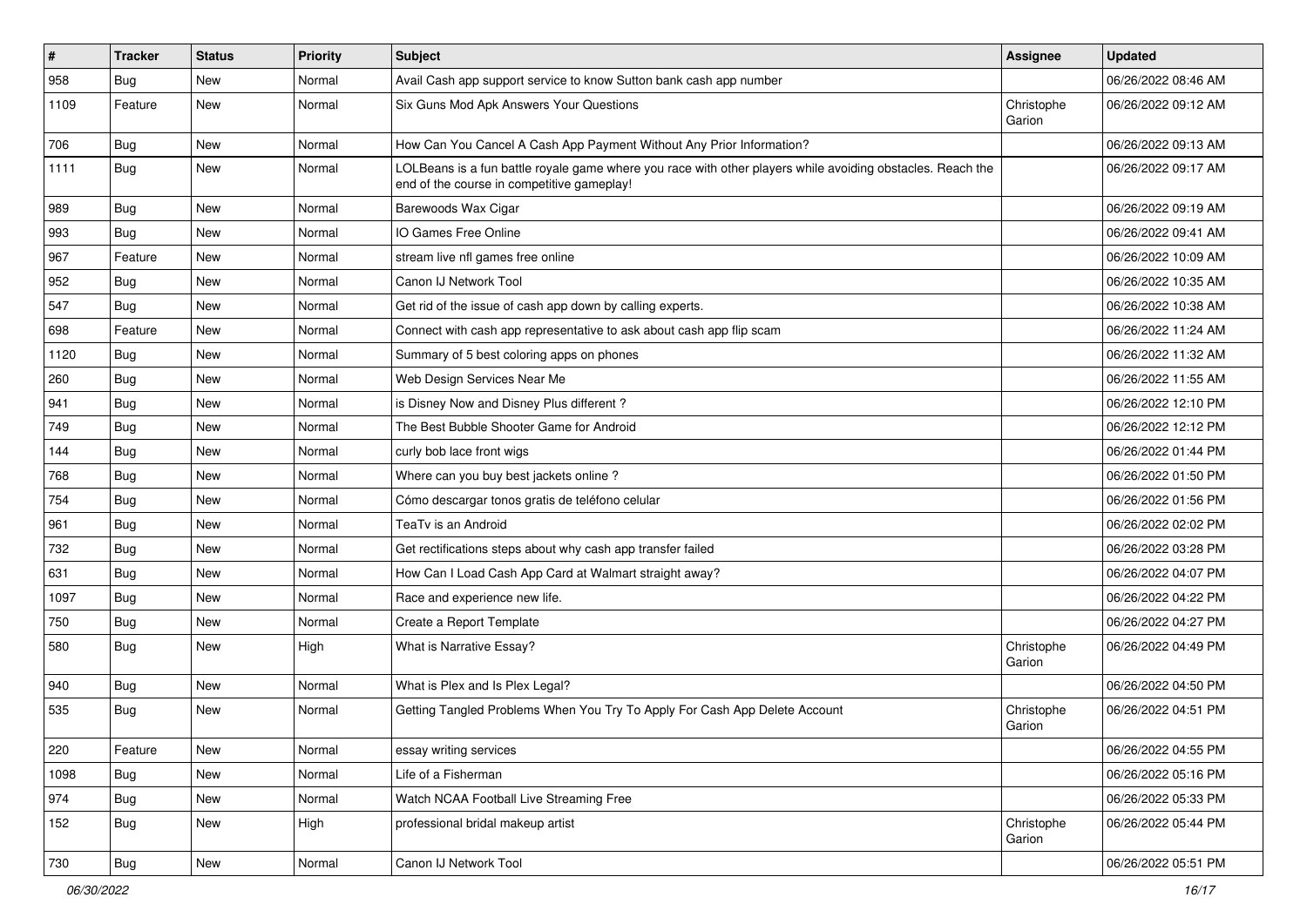| # | Tracker | Status | Priority | Subject | Assignee | Updated |
|---|---|---|---|---|---|---|
| 958 | Bug | New | Normal | Avail Cash app support service to know Sutton bank cash app number | | 06/26/2022 08:46 AM |
| 1109 | Feature | New | Normal | Six Guns Mod Apk Answers Your Questions | Christophe Garion | 06/26/2022 09:12 AM |
| 706 | Bug | New | Normal | How Can You Cancel A Cash App Payment Without Any Prior Information? | | 06/26/2022 09:13 AM |
| 1111 | Bug | New | Normal | LOLBeans is a fun battle royale game where you race with other players while avoiding obstacles. Reach the end of the course in competitive gameplay! | | 06/26/2022 09:17 AM |
| 989 | Bug | New | Normal | Barewoods Wax Cigar | | 06/26/2022 09:19 AM |
| 993 | Bug | New | Normal | IO Games Free Online | | 06/26/2022 09:41 AM |
| 967 | Feature | New | Normal | stream live nfl games free online | | 06/26/2022 10:09 AM |
| 952 | Bug | New | Normal | Canon IJ Network Tool | | 06/26/2022 10:35 AM |
| 547 | Bug | New | Normal | Get rid of the issue of cash app down by calling experts. | | 06/26/2022 10:38 AM |
| 698 | Feature | New | Normal | Connect with cash app representative to ask about cash app flip scam | | 06/26/2022 11:24 AM |
| 1120 | Bug | New | Normal | Summary of 5 best coloring apps on phones | | 06/26/2022 11:32 AM |
| 260 | Bug | New | Normal | Web Design Services Near Me | | 06/26/2022 11:55 AM |
| 941 | Bug | New | Normal | is Disney Now and Disney Plus different ? | | 06/26/2022 12:10 PM |
| 749 | Bug | New | Normal | The Best Bubble Shooter Game for Android | | 06/26/2022 12:12 PM |
| 144 | Bug | New | Normal | curly bob lace front wigs | | 06/26/2022 01:44 PM |
| 768 | Bug | New | Normal | Where can you buy best jackets online ? | | 06/26/2022 01:50 PM |
| 754 | Bug | New | Normal | Cómo descargar tonos gratis de teléfono celular | | 06/26/2022 01:56 PM |
| 961 | Bug | New | Normal | TeaTv is an Android | | 06/26/2022 02:02 PM |
| 732 | Bug | New | Normal | Get rectifications steps about why cash app transfer failed | | 06/26/2022 03:28 PM |
| 631 | Bug | New | Normal | How Can I Load Cash App Card at Walmart straight away? | | 06/26/2022 04:07 PM |
| 1097 | Bug | New | Normal | Race and experience new life. | | 06/26/2022 04:22 PM |
| 750 | Bug | New | Normal | Create a Report Template | | 06/26/2022 04:27 PM |
| 580 | Bug | New | High | What is Narrative Essay? | Christophe Garion | 06/26/2022 04:49 PM |
| 940 | Bug | New | Normal | What is Plex and Is Plex Legal? | | 06/26/2022 04:50 PM |
| 535 | Bug | New | Normal | Getting Tangled Problems When You Try To Apply For Cash App Delete Account | Christophe Garion | 06/26/2022 04:51 PM |
| 220 | Feature | New | Normal | essay writing services | | 06/26/2022 04:55 PM |
| 1098 | Bug | New | Normal | Life of a Fisherman | | 06/26/2022 05:16 PM |
| 974 | Bug | New | Normal | Watch NCAA Football Live Streaming Free | | 06/26/2022 05:33 PM |
| 152 | Bug | New | High | professional bridal makeup artist | Christophe Garion | 06/26/2022 05:44 PM |
| 730 | Bug | New | Normal | Canon IJ Network Tool | | 06/26/2022 05:51 PM |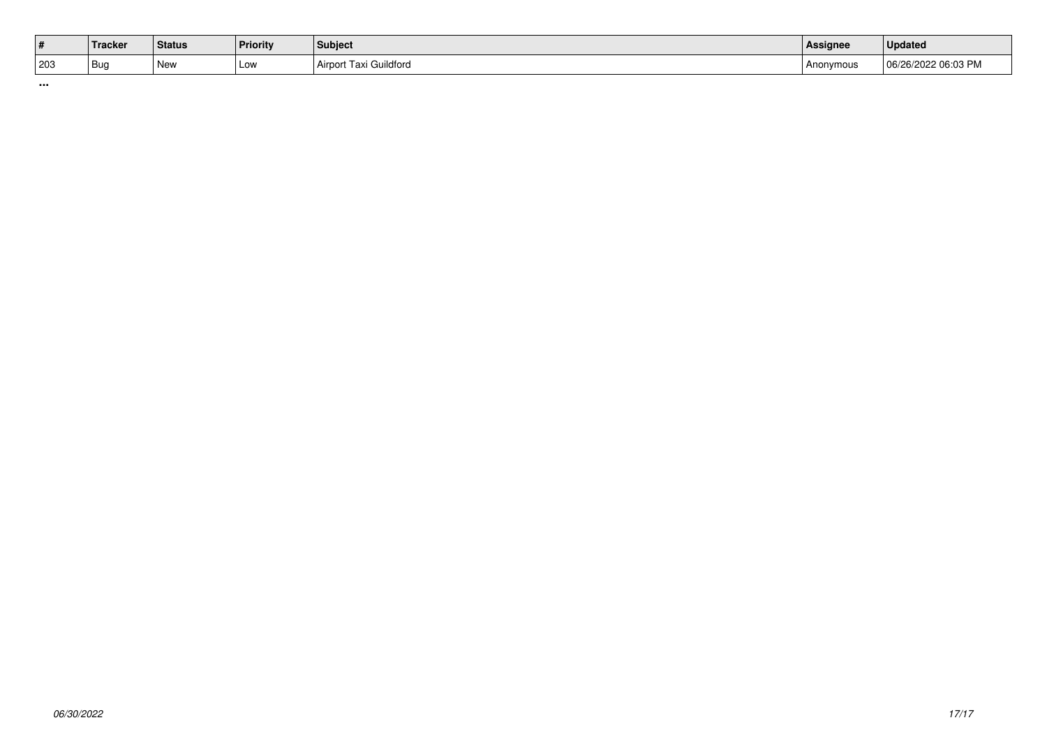| # | Tracker | Status | Priority | Subject | Assignee | Updated |
|---|---|---|---|---|---|---|
| 203 | Bug | New | Low | Airport Taxi Guildford | Anonymous | 06/26/2022 06:03 PM |

**...**